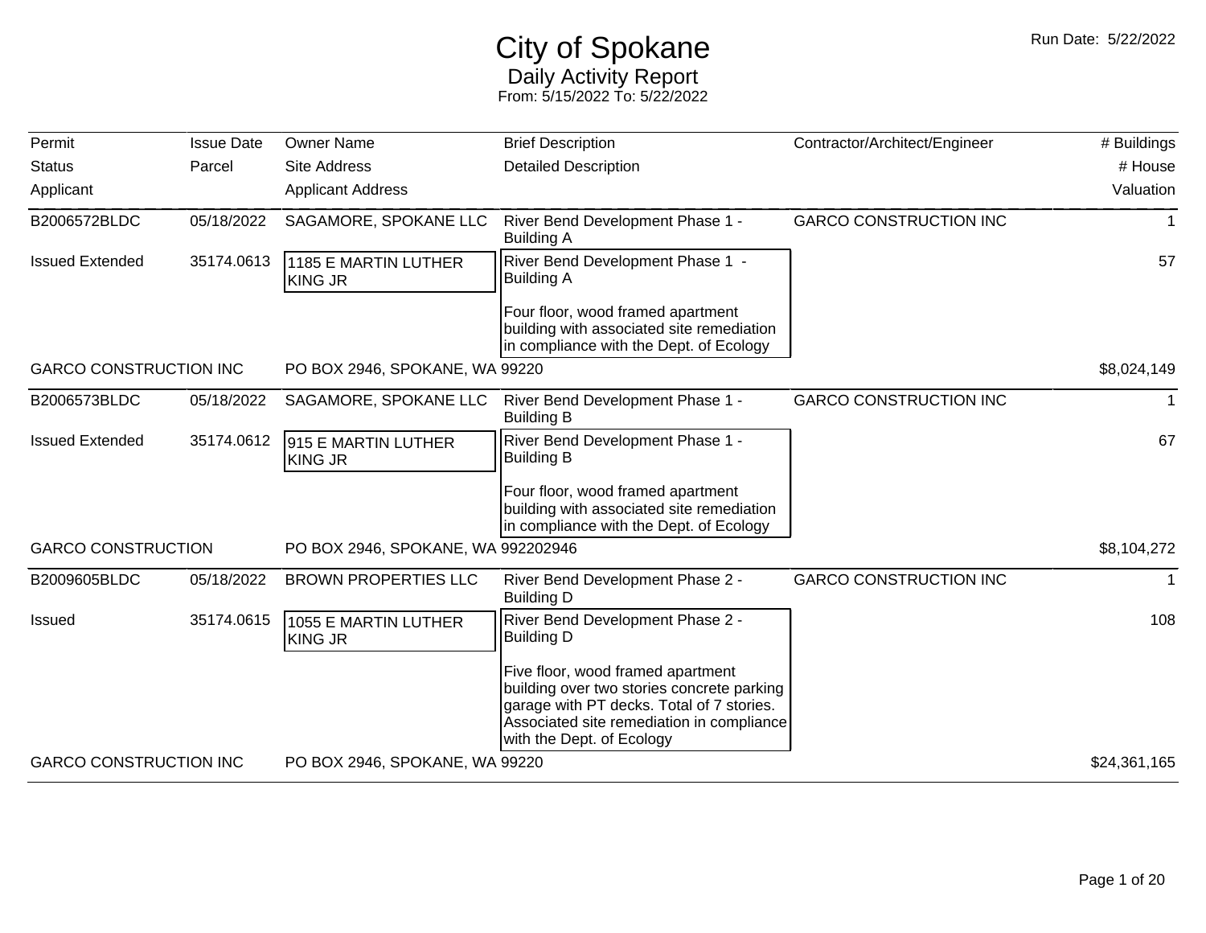# City of Spokane

## Daily Activity Report

From: 5/15/2022 To: 5/22/2022

Run Date: 5/22/2022

| Permit / Status / Applicant | Issue Date / Parcel | Owner Name / Site Address / Applicant Address | Brief Description / Detailed Description | Contractor/Architect/Engineer | # Buildings / # House / Valuation |
|---|---|---|---|---|---|
| B2006572BLDC | 05/18/2022 | SAGAMORE, SPOKANE LLC | River Bend Development Phase 1 - Building A | GARCO CONSTRUCTION INC | 1 |
| Issued Extended | 35174.0613 | 1185 E MARTIN LUTHER KING JR | River Bend Development Phase 1 - Building A<br><br>Four floor, wood framed apartment building with associated site remediation in compliance with the Dept. of Ecology | | 57 |
| GARCO CONSTRUCTION INC | | PO BOX 2946, SPOKANE, WA 99220 | | | $8,024,149 |
| B2006573BLDC | 05/18/2022 | SAGAMORE, SPOKANE LLC | River Bend Development Phase 1 - Building B | GARCO CONSTRUCTION INC | 1 |
| Issued Extended | 35174.0612 | 915 E MARTIN LUTHER KING JR | River Bend Development Phase 1 - Building B<br><br>Four floor, wood framed apartment building with associated site remediation in compliance with the Dept. of Ecology | | 67 |
| GARCO CONSTRUCTION | | PO BOX 2946, SPOKANE, WA 992202946 | | | $8,104,272 |
| B2009605BLDC | 05/18/2022 | BROWN PROPERTIES LLC | River Bend Development Phase 2 - Building D | GARCO CONSTRUCTION INC | 1 |
| Issued | 35174.0615 | 1055 E MARTIN LUTHER KING JR | River Bend Development Phase 2 - Building D<br><br>Five floor, wood framed apartment building over two stories concrete parking garage with PT decks. Total of 7 stories. Associated site remediation in compliance with the Dept. of Ecology | | 108 |
| GARCO CONSTRUCTION INC | | PO BOX 2946, SPOKANE, WA 99220 | | | $24,361,165 |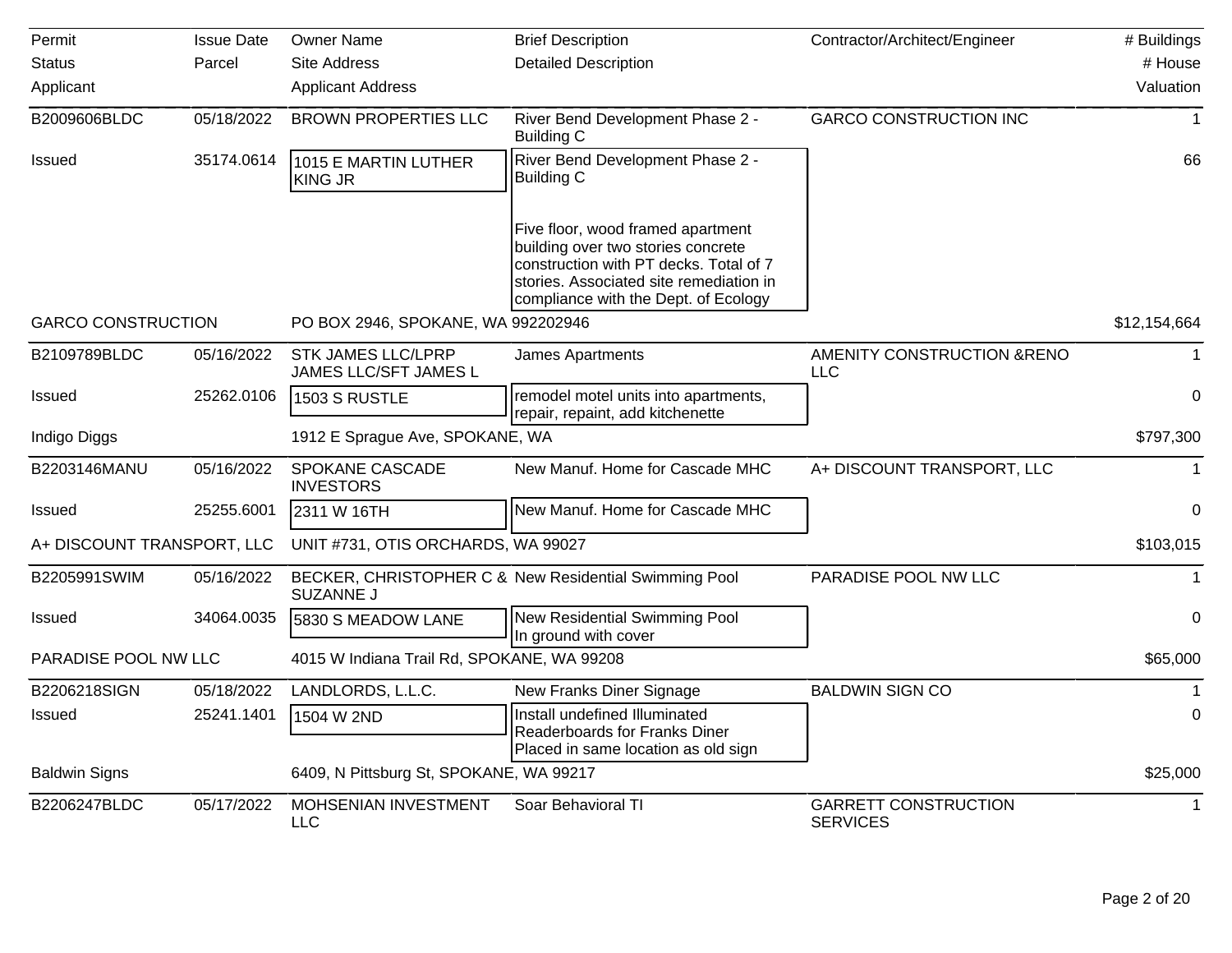| Permit | Issue Date | Owner Name | Brief Description | Contractor/Architect/Engineer | # Buildings |
|---|---|---|---|---|---|
| Status | Parcel | Site Address | Detailed Description | | # House |
| Applicant | | Applicant Address | | | Valuation |
| B2009606BLDC | 05/18/2022 | BROWN PROPERTIES LLC | River Bend Development Phase 2 - Building C | GARCO CONSTRUCTION INC | 1 |
| Issued | 35174.0614 | 1015 E MARTIN LUTHER KING JR | River Bend Development Phase 2 - Building C<br><br>Five floor, wood framed apartment building over two stories concrete construction with PT decks. Total of 7 stories. Associated site remediation in compliance with the Dept. of Ecology | | 66 |
| GARCO CONSTRUCTION | | PO BOX 2946, SPOKANE, WA 992202946 | | | $12,154,664 |
| B2109789BLDC | 05/16/2022 | STK JAMES LLC/LPRP JAMES LLC/SFT JAMES L | James Apartments | AMENITY CONSTRUCTION &RENO LLC | 1 |
| Issued | 25262.0106 | 1503 S RUSTLE | remodel motel units into apartments, repair, repaint, add kitchenette | | 0 |
| Indigo Diggs | | 1912 E Sprague Ave, SPOKANE, WA | | | $797,300 |
| B2203146MANU | 05/16/2022 | SPOKANE CASCADE INVESTORS | New Manuf. Home for Cascade MHC | A+ DISCOUNT TRANSPORT, LLC | 1 |
| Issued | 25255.6001 | 2311 W 16TH | New Manuf. Home for Cascade MHC | | 0 |
| A+ DISCOUNT TRANSPORT, LLC | | UNIT #731, OTIS ORCHARDS, WA 99027 | | | $103,015 |
| B2205991SWIM | 05/16/2022 | BECKER, CHRISTOPHER C & SUZANNE J | New Residential Swimming Pool | PARADISE POOL NW LLC | 1 |
| Issued | 34064.0035 | 5830 S MEADOW LANE | New Residential Swimming Pool<br>In ground with cover | | 0 |
| PARADISE POOL NW LLC | | 4015 W Indiana Trail Rd, SPOKANE, WA 99208 | | | $65,000 |
| B2206218SIGN | 05/18/2022 | LANDLORDS, L.L.C. | New Franks Diner Signage | BALDWIN SIGN CO | 1 |
| Issued | 25241.1401 | 1504 W 2ND | Install undefined Illuminated Readerboards for Franks Diner<br>Placed in same location as old sign | | 0 |
| Baldwin Signs | | 6409, N Pittsburg St, SPOKANE, WA 99217 | | | $25,000 |
| B2206247BLDC | 05/17/2022 | MOHSENIAN INVESTMENT LLC | Soar Behavioral TI | GARRETT CONSTRUCTION SERVICES | 1 |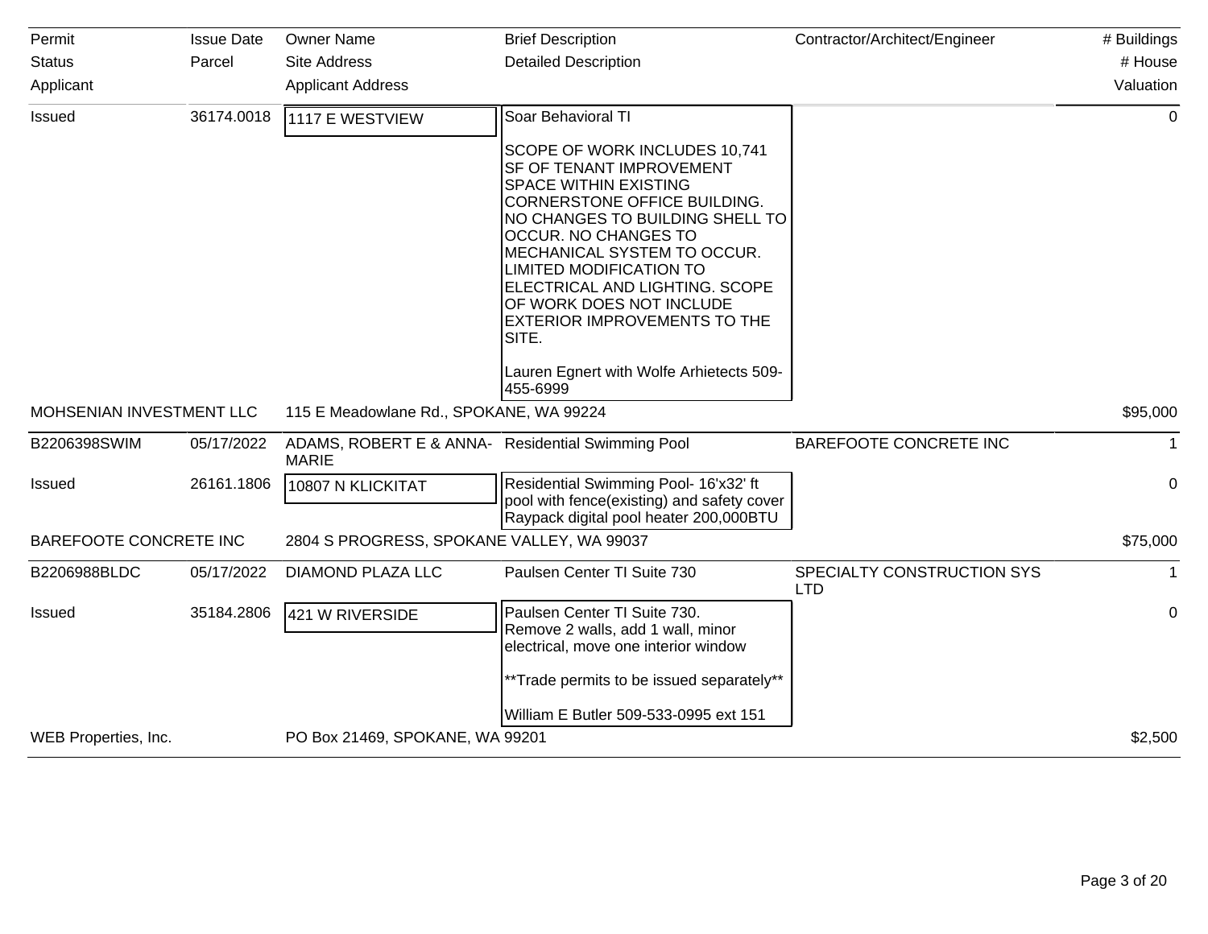| Permit<br>Status<br>Applicant | Issue Date<br>Parcel | Owner Name<br>Site Address<br>Applicant Address | Brief Description<br>Detailed Description | Contractor/Architect/Engineer | # Buildings<br># House<br>Valuation |
|---|---|---|---|---|---|
| Issued | 36174.0018 | 1117 E WESTVIEW | Soar Behavioral TI<br><br>SCOPE OF WORK INCLUDES 10,741 SF OF TENANT IMPROVEMENT SPACE WITHIN EXISTING CORNERSTONE OFFICE BUILDING. NO CHANGES TO BUILDING SHELL TO OCCUR. NO CHANGES TO MECHANICAL SYSTEM TO OCCUR. LIMITED MODIFICATION TO ELECTRICAL AND LIGHTING. SCOPE OF WORK DOES NOT INCLUDE EXTERIOR IMPROVEMENTS TO THE SITE.<br><br>Lauren Egnert with Wolfe Arhietects 509-455-6999 | | 0 |
| MOHSENIAN INVESTMENT LLC | | 115 E Meadowlane Rd., SPOKANE, WA 99224 | | | $95,000 |
| B2206398SWIM | 05/17/2022 | ADAMS, ROBERT E & ANNA-MARIE | Residential Swimming Pool | BAREFOOTE CONCRETE INC | 1 |
| Issued | 26161.1806 | 10807 N KLICKITAT | Residential Swimming Pool- 16'x32' ft pool with fence(existing) and safety cover Raypack digital pool heater 200,000BTU | | 0 |
| BAREFOOTE CONCRETE INC | | 2804 S PROGRESS, SPOKANE VALLEY, WA 99037 | | | $75,000 |
| B2206988BLDC | 05/17/2022 | DIAMOND PLAZA LLC | Paulsen Center TI Suite 730 | SPECIALTY CONSTRUCTION SYS LTD | 1 |
| Issued | 35184.2806 | 421 W RIVERSIDE | Paulsen Center TI Suite 730.<br>Remove 2 walls, add 1 wall, minor electrical, move one interior window<br><br>**Trade permits to be issued separately**<br><br>William E Butler 509-533-0995 ext 151 | | 0 |
| WEB Properties, Inc. | | PO Box 21469, SPOKANE, WA 99201 | | | $2,500 |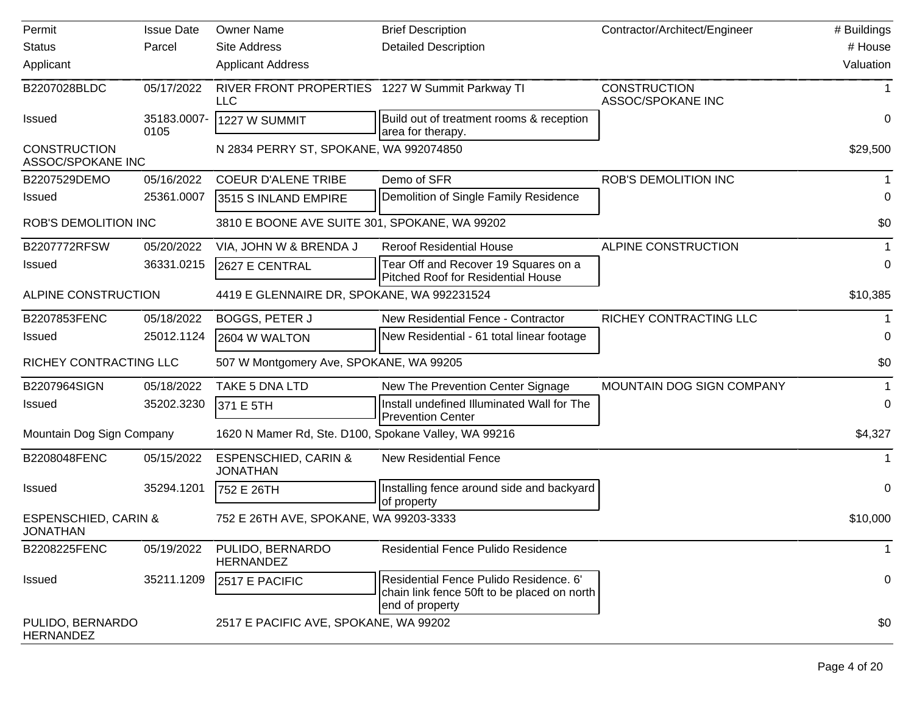| Permit<br>Status<br>Applicant | Issue Date<br>Parcel | Owner Name<br>Site Address<br>Applicant Address | Brief Description<br>Detailed Description | Contractor/Architect/Engineer | # Buildings<br># House<br>Valuation |
|---|---|---|---|---|---|
| B2207028BLDC | 05/17/2022 | RIVER FRONT PROPERTIES LLC | 1227 W Summit Parkway TI | CONSTRUCTION ASSOC/SPOKANE INC | 1 |
| Issued | 35183.0007-0105 | 1227 W SUMMIT | Build out of treatment rooms & reception area for therapy. | | 0 |
| CONSTRUCTION ASSOC/SPOKANE INC | | N 2834 PERRY ST, SPOKANE, WA 992074850 | | | $29,500 |
| B2207529DEMO | 05/16/2022 | COEUR D'ALENE TRIBE | Demo of SFR | ROB'S DEMOLITION INC | 1 |
| Issued | 25361.0007 | 3515 S INLAND EMPIRE | Demolition of Single Family Residence | | 0 |
| ROB'S DEMOLITION INC | | 3810 E BOONE AVE SUITE 301, SPOKANE, WA 99202 | | | $0 |
| B2207772RFSW | 05/20/2022 | VIA, JOHN W & BRENDA J | Reroof Residential House | ALPINE CONSTRUCTION | 1 |
| Issued | 36331.0215 | 2627 E CENTRAL | Tear Off and Recover 19 Squares on a Pitched Roof for Residential House | | 0 |
| ALPINE CONSTRUCTION | | 4419 E GLENNAIRE DR, SPOKANE, WA 992231524 | | | $10,385 |
| B2207853FENC | 05/18/2022 | BOGGS, PETER J | New Residential Fence - Contractor | RICHEY CONTRACTING LLC | 1 |
| Issued | 25012.1124 | 2604 W WALTON | New Residential - 61 total linear footage | | 0 |
| RICHEY CONTRACTING LLC | | 507 W Montgomery Ave, SPOKANE, WA 99205 | | | $0 |
| B2207964SIGN | 05/18/2022 | TAKE 5 DNA LTD | New The Prevention Center Signage | MOUNTAIN DOG SIGN COMPANY | 1 |
| Issued | 35202.3230 | 371 E 5TH | Install undefined Illuminated Wall for The Prevention Center | | 0 |
| Mountain Dog Sign Company | | 1620 N Mamer Rd, Ste. D100, Spokane Valley, WA 99216 | | | $4,327 |
| B2208048FENC | 05/15/2022 | ESPENSCHIED, CARIN & JONATHAN | New Residential Fence | | 1 |
| Issued | 35294.1201 | 752 E 26TH | Installing fence around side and backyard of property | | 0 |
| ESPENSCHIED, CARIN & JONATHAN | | 752 E 26TH AVE, SPOKANE, WA 99203-3333 | | | $10,000 |
| B2208225FENC | 05/19/2022 | PULIDO, BERNARDO HERNANDEZ | Residential Fence Pulido Residence | | 1 |
| Issued | 35211.1209 | 2517 E PACIFIC | Residential Fence Pulido Residence. 6' chain link fence 50ft to be placed on north end of property | | 0 |
| PULIDO, BERNARDO HERNANDEZ | | 2517 E PACIFIC AVE, SPOKANE, WA 99202 | | | $0 |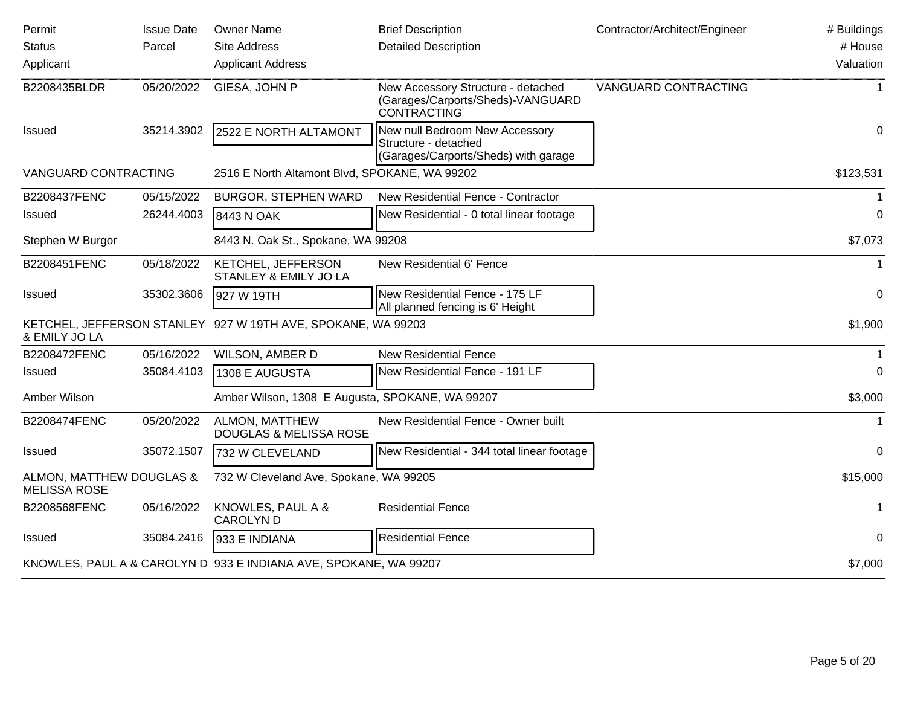| Permit | Issue Date | Owner Name | Brief Description | Contractor/Architect/Engineer | # Buildings |
|---|---|---|---|---|---|
| Status | Parcel | Site Address | Detailed Description | | # House |
| Applicant | | Applicant Address | | | Valuation |
| B2208435BLDR | 05/20/2022 | GIESA, JOHN P | New Accessory Structure - detached (Garages/Carports/Sheds)-VANGUARD CONTRACTING | VANGUARD CONTRACTING | 1 |
| Issued | 35214.3902 | 2522 E NORTH ALTAMONT | New null Bedroom New Accessory Structure - detached (Garages/Carports/Sheds) with garage | | 0 |
| VANGUARD CONTRACTING | | 2516 E North Altamont Blvd, SPOKANE, WA 99202 | | | $123,531 |
| B2208437FENC | 05/15/2022 | BURGOR, STEPHEN WARD | New Residential Fence - Contractor | | 1 |
| Issued | 26244.4003 | 8443 N OAK | New Residential - 0 total linear footage | | 0 |
| Stephen W Burgor | | 8443 N. Oak St., Spokane, WA 99208 | | | $7,073 |
| B2208451FENC | 05/18/2022 | KETCHEL, JEFFERSON STANLEY & EMILY JO LA | New Residential 6' Fence | | 1 |
| Issued | 35302.3606 | 927 W 19TH | New Residential Fence - 175 LF All planned fencing is 6' Height | | 0 |
| KETCHEL, JEFFERSON STANLEY & EMILY JO LA | | 927 W 19TH AVE, SPOKANE, WA 99203 | | | $1,900 |
| B2208472FENC | 05/16/2022 | WILSON, AMBER D | New Residential Fence | | 1 |
| Issued | 35084.4103 | 1308 E AUGUSTA | New Residential Fence - 191 LF | | 0 |
| Amber Wilson | | Amber Wilson, 1308 E Augusta, SPOKANE, WA 99207 | | | $3,000 |
| B2208474FENC | 05/20/2022 | ALMON, MATTHEW DOUGLAS & MELISSA ROSE | New Residential Fence - Owner built | | 1 |
| Issued | 35072.1507 | 732 W CLEVELAND | New Residential - 344 total linear footage | | 0 |
| ALMON, MATTHEW DOUGLAS & MELISSA ROSE | | 732 W Cleveland Ave, Spokane, WA 99205 | | | $15,000 |
| B2208568FENC | 05/16/2022 | KNOWLES, PAUL A & CAROLYN D | Residential Fence | | 1 |
| Issued | 35084.2416 | 933 E INDIANA | Residential Fence | | 0 |
| KNOWLES, PAUL A & CAROLYN D | | 933 E INDIANA AVE, SPOKANE, WA 99207 | | | $7,000 |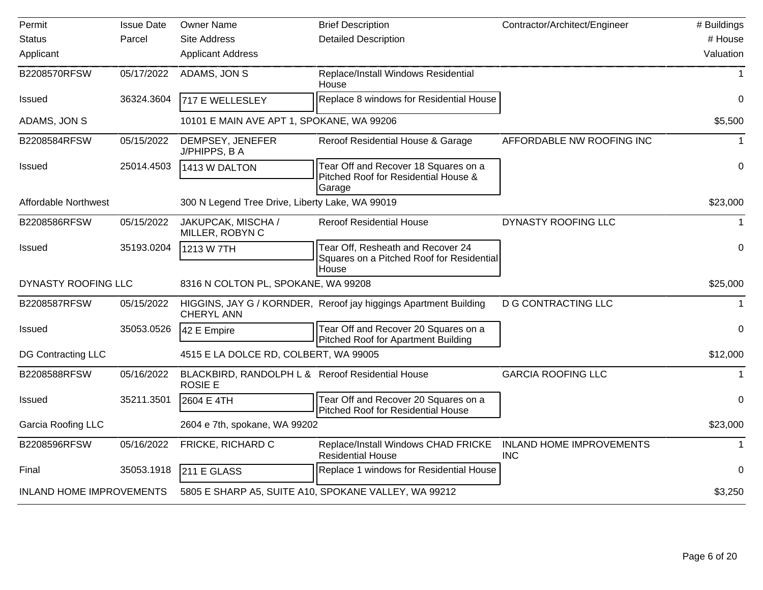| Permit | Issue Date | Owner Name | Brief Description | Contractor/Architect/Engineer | # Buildings |
|---|---|---|---|---|---|
| Status | Parcel | Site Address | Detailed Description | | # House |
| Applicant | | Applicant Address | | | Valuation |
| B2208570RFSW | 05/17/2022 | ADAMS, JON S | Replace/Install Windows Residential House | | 1 |
| Issued | 36324.3604 | 717 E WELLESLEY | Replace 8 windows for Residential House | | 0 |
| ADAMS, JON S | | 10101 E MAIN AVE APT 1, SPOKANE, WA 99206 | | | $5,500 |
| B2208584RFSW | 05/15/2022 | DEMPSEY, JENEFER J/PHIPPS, B A | Reroof Residential House & Garage | AFFORDABLE NW ROOFING INC | 1 |
| Issued | 25014.4503 | 1413 W DALTON | Tear Off and Recover 18 Squares on a Pitched Roof for Residential House & Garage | | 0 |
| Affordable Northwest | | 300 N Legend Tree Drive, Liberty Lake, WA 99019 | | | $23,000 |
| B2208586RFSW | 05/15/2022 | JAKUPCAK, MISCHA / MILLER, ROBYN C | Reroof Residential House | DYNASTY ROOFING LLC | 1 |
| Issued | 35193.0204 | 1213 W 7TH | Tear Off, Resheath and Recover 24 Squares on a Pitched Roof for Residential House | | 0 |
| DYNASTY ROOFING LLC | | 8316 N COLTON PL, SPOKANE, WA 99208 | | | $25,000 |
| B2208587RFSW | 05/15/2022 | HIGGINS, JAY G / KORNDER, CHERYL ANN | Reroof jay higgings Apartment Building | D G CONTRACTING LLC | 1 |
| Issued | 35053.0526 | 42 E Empire | Tear Off and Recover 20 Squares on a Pitched Roof for Apartment Building | | 0 |
| DG Contracting LLC | | 4515 E LA DOLCE RD, COLBERT, WA 99005 | | | $12,000 |
| B2208588RFSW | 05/16/2022 | BLACKBIRD, RANDOLPH L & ROSIE E | Reroof Residential House | GARCIA ROOFING LLC | 1 |
| Issued | 35211.3501 | 2604 E 4TH | Tear Off and Recover 20 Squares on a Pitched Roof for Residential House | | 0 |
| Garcia Roofing LLC | | 2604 e 7th, spokane, WA 99202 | | | $23,000 |
| B2208596RFSW | 05/16/2022 | FRICKE, RICHARD C | Replace/Install Windows CHAD FRICKE Residential House | INLAND HOME IMPROVEMENTS INC | 1 |
| Final | 35053.1918 | 211 E GLASS | Replace 1 windows for Residential House | | 0 |
| INLAND HOME IMPROVEMENTS | | 5805 E SHARP A5, SUITE A10, SPOKANE VALLEY, WA 99212 | | | $3,250 |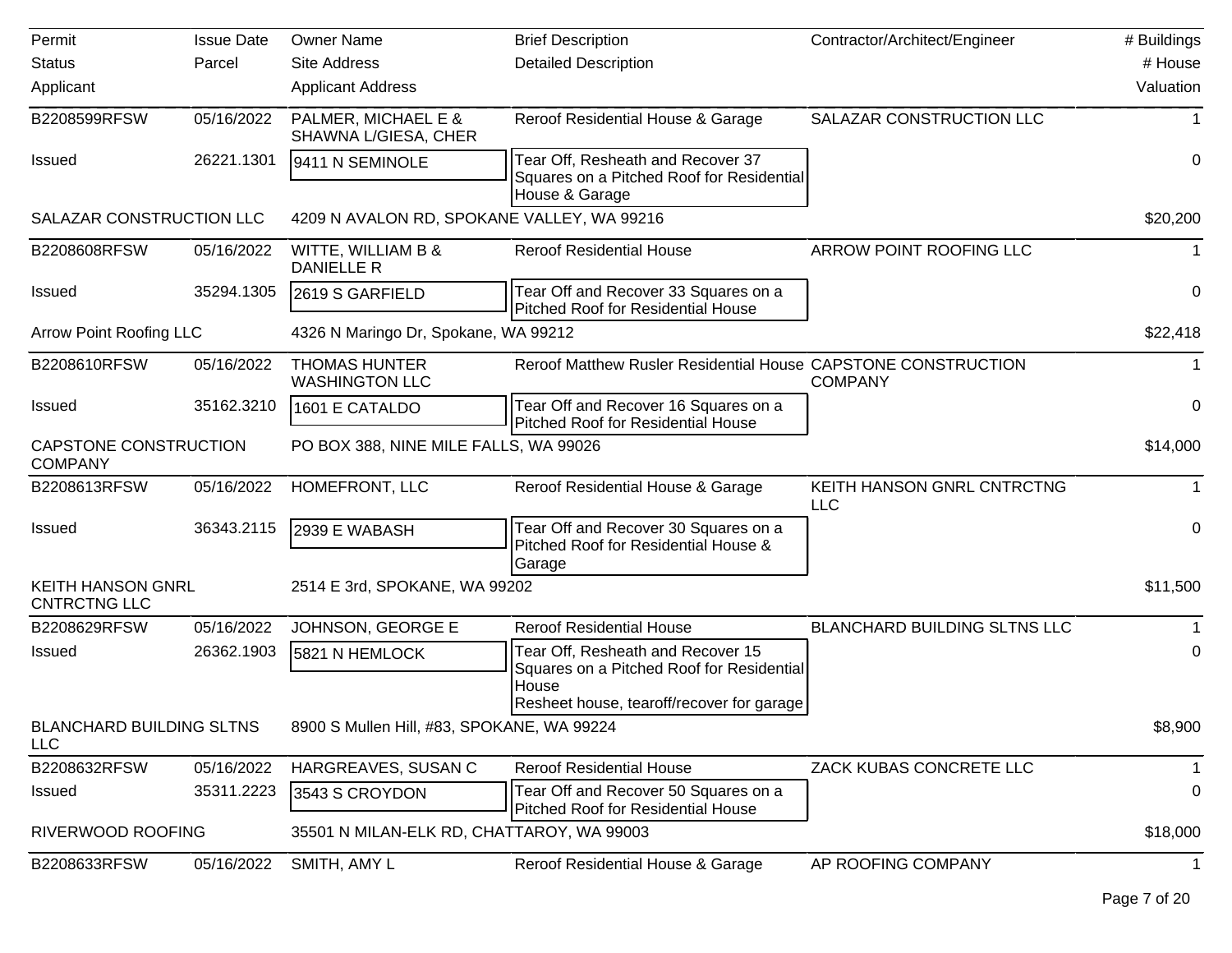| Permit<br>Status<br>Applicant | Issue Date<br>Parcel | Owner Name<br>Site Address<br>Applicant Address | Brief Description<br>Detailed Description | Contractor/Architect/Engineer | # Buildings<br># House<br>Valuation |
|---|---|---|---|---|---|
| B2208599RFSW | 05/16/2022 | PALMER, MICHAEL E & SHAWNA L/GIESA, CHER | Reroof Residential House & Garage | SALAZAR CONSTRUCTION LLC | 1 |
| Issued | 26221.1301 | 9411 N SEMINOLE | Tear Off, Resheath and Recover 37 Squares on a Pitched Roof for Residential House & Garage | | 0 |
| SALAZAR CONSTRUCTION LLC | | 4209 N AVALON RD, SPOKANE VALLEY, WA 99216 | | | $20,200 |
| B2208608RFSW | 05/16/2022 | WITTE, WILLIAM B & DANIELLE R | Reroof Residential House | ARROW POINT ROOFING LLC | 1 |
| Issued | 35294.1305 | 2619 S GARFIELD | Tear Off and Recover 33 Squares on a Pitched Roof for Residential House | | 0 |
| Arrow Point Roofing LLC | | 4326 N Maringo Dr, Spokane, WA 99212 | | | $22,418 |
| B2208610RFSW | 05/16/2022 | THOMAS HUNTER WASHINGTON LLC | Reroof Matthew Rusler Residential House | CAPSTONE CONSTRUCTION COMPANY | 1 |
| Issued | 35162.3210 | 1601 E CATALDO | Tear Off and Recover 16 Squares on a Pitched Roof for Residential House | | 0 |
| CAPSTONE CONSTRUCTION COMPANY | | PO BOX 388, NINE MILE FALLS, WA 99026 | | | $14,000 |
| B2208613RFSW | 05/16/2022 | HOMEFRONT, LLC | Reroof Residential House & Garage | KEITH HANSON GNRL CNTRCTNG LLC | 1 |
| Issued | 36343.2115 | 2939 E WABASH | Tear Off and Recover 30 Squares on a Pitched Roof for Residential House & Garage | | 0 |
| KEITH HANSON GNRL CNTRCTNG LLC | | 2514 E 3rd, SPOKANE, WA 99202 | | | $11,500 |
| B2208629RFSW | 05/16/2022 | JOHNSON, GEORGE E | Reroof Residential House | BLANCHARD BUILDING SLTNS LLC | 1 |
| Issued | 26362.1903 | 5821 N HEMLOCK | Tear Off, Resheath and Recover 15 Squares on a Pitched Roof for Residential House<br>Resheet house, tearoff/recover for garage | | 0 |
| BLANCHARD BUILDING SLTNS LLC | | 8900 S Mullen Hill, #83, SPOKANE, WA 99224 | | | $8,900 |
| B2208632RFSW | 05/16/2022 | HARGREAVES, SUSAN C | Reroof Residential House | ZACK KUBAS CONCRETE LLC | 1 |
| Issued | 35311.2223 | 3543 S CROYDON | Tear Off and Recover 50 Squares on a Pitched Roof for Residential House | | 0 |
| RIVERWOOD ROOFING | | 35501 N MILAN-ELK RD, CHATTAROY, WA 99003 | | | $18,000 |
| B2208633RFSW | 05/16/2022 | SMITH, AMY L | Reroof Residential House & Garage | AP ROOFING COMPANY | 1 |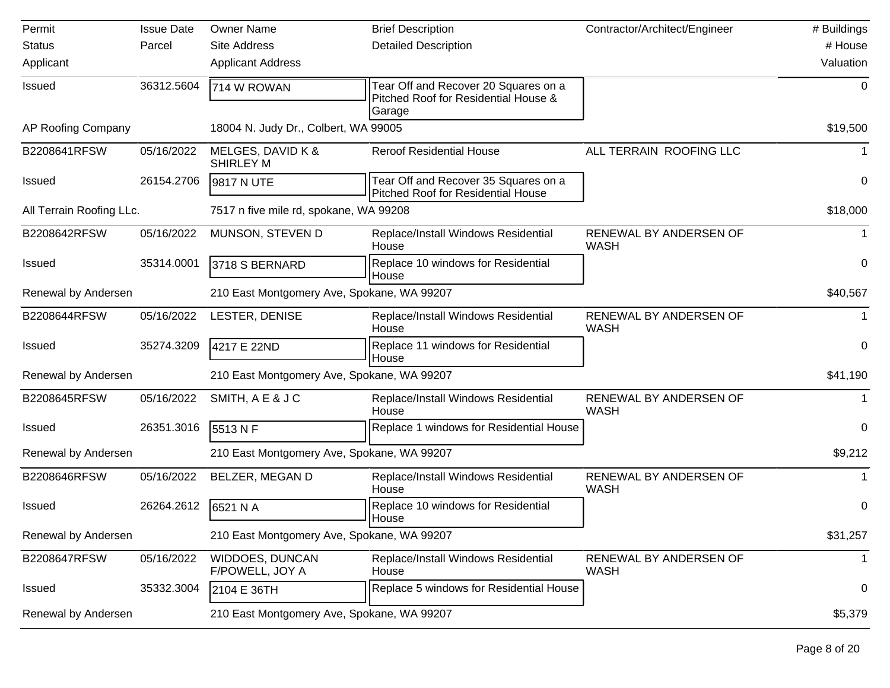| Permit<br>Status<br>Applicant | Issue Date<br>Parcel | Owner Name<br>Site Address<br>Applicant Address | Brief Description<br>Detailed Description | Contractor/Architect/Engineer | # Buildings<br># House<br>Valuation |
|---|---|---|---|---|---|
| Issued | 36312.5604 | 714 W ROWAN | Tear Off and Recover 20 Squares on a Pitched Roof for Residential House & Garage | | 0 |
| AP Roofing Company | | 18004 N. Judy Dr., Colbert, WA 99005 | | | $19,500 |
| B2208641RFSW | 05/16/2022 | MELGES, DAVID K & SHIRLEY M | Reroof Residential House | ALL TERRAIN ROOFING LLC | 1 |
| Issued | 26154.2706 | 9817 N UTE | Tear Off and Recover 35 Squares on a Pitched Roof for Residential House | | 0 |
| All Terrain Roofing LLc. | | 7517 n five mile rd, spokane, WA 99208 | | | $18,000 |
| B2208642RFSW | 05/16/2022 | MUNSON, STEVEN D | Replace/Install Windows Residential House | RENEWAL BY ANDERSEN OF WASH | 1 |
| Issued | 35314.0001 | 3718 S BERNARD | Replace 10 windows for Residential House | | 0 |
| Renewal by Andersen | | 210 East Montgomery Ave, Spokane, WA 99207 | | | $40,567 |
| B2208644RFSW | 05/16/2022 | LESTER, DENISE | Replace/Install Windows Residential House | RENEWAL BY ANDERSEN OF WASH | 1 |
| Issued | 35274.3209 | 4217 E 22ND | Replace 11 windows for Residential House | | 0 |
| Renewal by Andersen | | 210 East Montgomery Ave, Spokane, WA 99207 | | | $41,190 |
| B2208645RFSW | 05/16/2022 | SMITH, A E & J C | Replace/Install Windows Residential House | RENEWAL BY ANDERSEN OF WASH | 1 |
| Issued | 26351.3016 | 5513 N F | Replace 1 windows for Residential House | | 0 |
| Renewal by Andersen | | 210 East Montgomery Ave, Spokane, WA 99207 | | | $9,212 |
| B2208646RFSW | 05/16/2022 | BELZER, MEGAN D | Replace/Install Windows Residential House | RENEWAL BY ANDERSEN OF WASH | 1 |
| Issued | 26264.2612 | 6521 N A | Replace 10 windows for Residential House | | 0 |
| Renewal by Andersen | | 210 East Montgomery Ave, Spokane, WA 99207 | | | $31,257 |
| B2208647RFSW | 05/16/2022 | WIDDOES, DUNCAN F/POWELL, JOY A | Replace/Install Windows Residential House | RENEWAL BY ANDERSEN OF WASH | 1 |
| Issued | 35332.3004 | 2104 E 36TH | Replace 5 windows for Residential House | | 0 |
| Renewal by Andersen | | 210 East Montgomery Ave, Spokane, WA 99207 | | | $5,379 |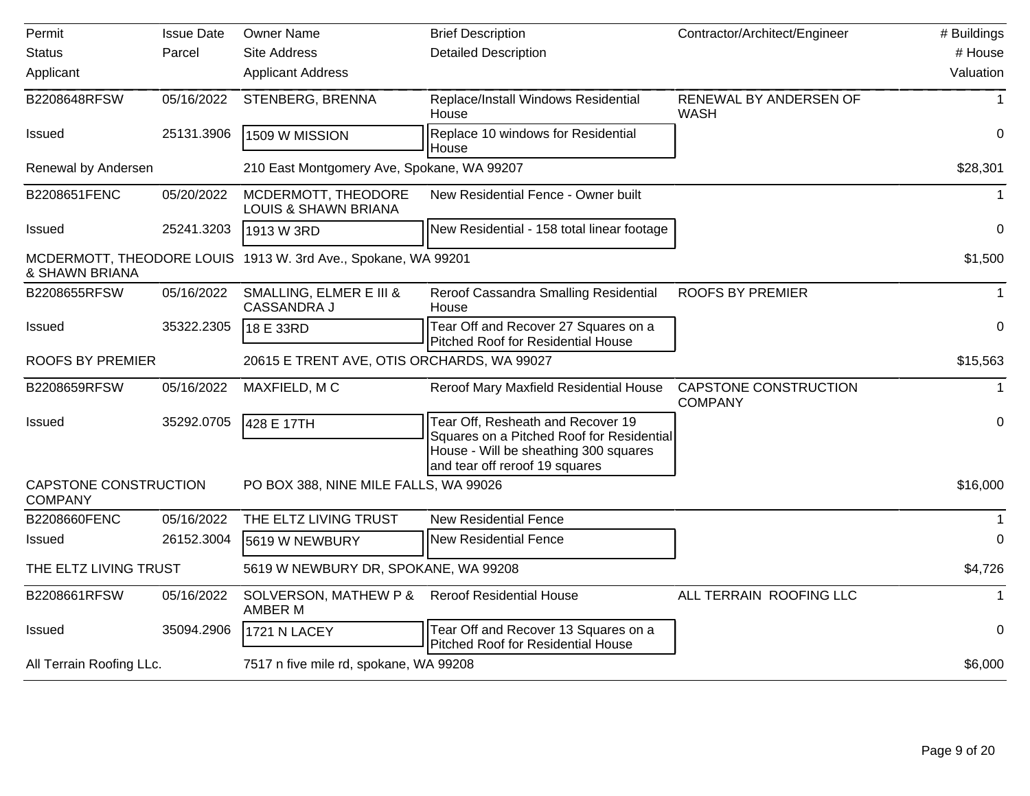| Permit<br>Status<br>Applicant | Issue Date<br>Parcel | Owner Name<br>Site Address<br>Applicant Address | Brief Description<br>Detailed Description | Contractor/Architect/Engineer | # Buildings<br># House<br>Valuation |
|---|---|---|---|---|---|
| B2208648RFSW | 05/16/2022 | STENBERG, BRENNA | Replace/Install Windows Residential House | RENEWAL BY ANDERSEN OF WASH | 1 |
| Issued | 25131.3906 | 1509 W MISSION | Replace 10 windows for Residential House | | 0 |
| Renewal by Andersen | | 210 East Montgomery Ave, Spokane, WA 99207 | | | $28,301 |
| B2208651FENC | 05/20/2022 | MCDERMOTT, THEODORE LOUIS & SHAWN BRIANA | New Residential Fence - Owner built | | 1 |
| Issued | 25241.3203 | 1913 W 3RD | New Residential - 158 total linear footage | | 0 |
| MCDERMOTT, THEODORE LOUIS & SHAWN BRIANA | | 1913 W. 3rd Ave., Spokane, WA 99201 | | | $1,500 |
| B2208655RFSW | 05/16/2022 | SMALLING, ELMER E III & CASSANDRA J | Reroof Cassandra Smalling Residential House | ROOFS BY PREMIER | 1 |
| Issued | 35322.2305 | 18 E 33RD | Tear Off and Recover 27 Squares on a Pitched Roof for Residential House | | 0 |
| ROOFS BY PREMIER | | 20615 E TRENT AVE, OTIS ORCHARDS, WA 99027 | | | $15,563 |
| B2208659RFSW | 05/16/2022 | MAXFIELD, M C | Reroof Mary Maxfield Residential House | CAPSTONE CONSTRUCTION COMPANY | 1 |
| Issued | 35292.0705 | 428 E 17TH | Tear Off, Resheath and Recover 19 Squares on a Pitched Roof for Residential House - Will be sheathing 300 squares and tear off reroof 19 squares | | 0 |
| CAPSTONE CONSTRUCTION COMPANY | | PO BOX 388, NINE MILE FALLS, WA 99026 | | | $16,000 |
| B2208660FENC | 05/16/2022 | THE ELTZ LIVING TRUST | New Residential Fence | | 1 |
| Issued | 26152.3004 | 5619 W NEWBURY | New Residential Fence | | 0 |
| THE ELTZ LIVING TRUST | | 5619 W NEWBURY DR, SPOKANE, WA 99208 | | | $4,726 |
| B2208661RFSW | 05/16/2022 | SOLVERSON, MATHEW P & AMBER M | Reroof Residential House | ALL TERRAIN ROOFING LLC | 1 |
| Issued | 35094.2906 | 1721 N LACEY | Tear Off and Recover 13 Squares on a Pitched Roof for Residential House | | 0 |
| All Terrain Roofing LLc. | | 7517 n five mile rd, spokane, WA 99208 | | | $6,000 |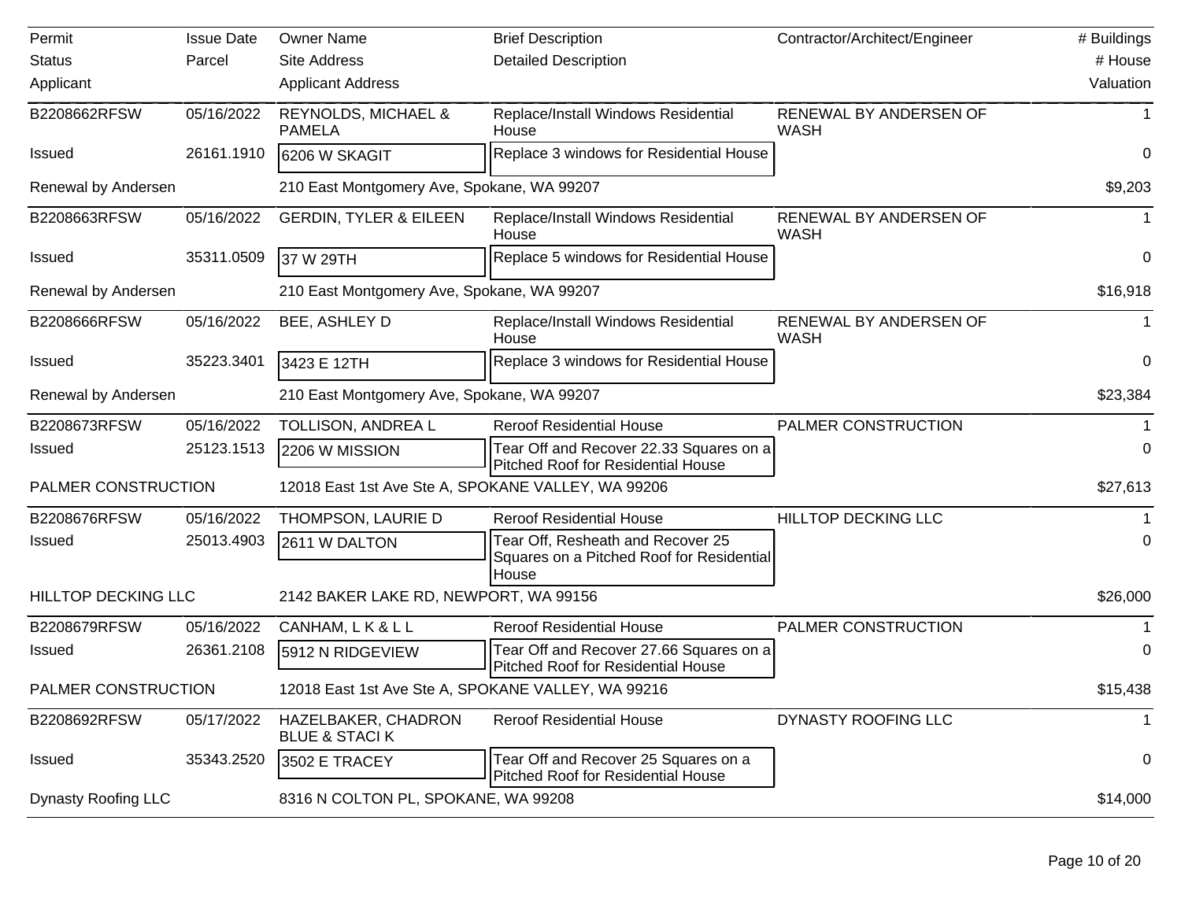| Permit<br>Status<br>Applicant | Issue Date<br>Parcel | Owner Name<br>Site Address<br>Applicant Address | Brief Description<br>Detailed Description | Contractor/Architect/Engineer | # Buildings<br># House<br>Valuation |
|---|---|---|---|---|---|
| B2208662RFSW | 05/16/2022 | REYNOLDS, MICHAEL & PAMELA | Replace/Install Windows Residential House | RENEWAL BY ANDERSEN OF WASH | 1 |
| Issued | 26161.1910 | 6206 W SKAGIT | Replace 3 windows for Residential House | | 0 |
| Renewal by Andersen | | 210 East Montgomery Ave, Spokane, WA 99207 | | | $9,203 |
| B2208663RFSW | 05/16/2022 | GERDIN, TYLER & EILEEN | Replace/Install Windows Residential House | RENEWAL BY ANDERSEN OF WASH | 1 |
| Issued | 35311.0509 | 37 W 29TH | Replace 5 windows for Residential House | | 0 |
| Renewal by Andersen | | 210 East Montgomery Ave, Spokane, WA 99207 | | | $16,918 |
| B2208666RFSW | 05/16/2022 | BEE, ASHLEY D | Replace/Install Windows Residential House | RENEWAL BY ANDERSEN OF WASH | 1 |
| Issued | 35223.3401 | 3423 E 12TH | Replace 3 windows for Residential House | | 0 |
| Renewal by Andersen | | 210 East Montgomery Ave, Spokane, WA 99207 | | | $23,384 |
| B2208673RFSW | 05/16/2022 | TOLLISON, ANDREA L | Reroof Residential House | PALMER CONSTRUCTION | 1 |
| Issued | 25123.1513 | 2206 W MISSION | Tear Off and Recover 22.33 Squares on a Pitched Roof for Residential House | | 0 |
| PALMER CONSTRUCTION | | 12018 East 1st Ave Ste A, SPOKANE VALLEY, WA 99206 | | | $27,613 |
| B2208676RFSW | 05/16/2022 | THOMPSON, LAURIE D | Reroof Residential House | HILLTOP DECKING LLC | 1 |
| Issued | 25013.4903 | 2611 W DALTON | Tear Off, Resheath and Recover 25 Squares on a Pitched Roof for Residential House | | 0 |
| HILLTOP DECKING LLC | | 2142 BAKER LAKE RD, NEWPORT, WA 99156 | | | $26,000 |
| B2208679RFSW | 05/16/2022 | CANHAM, L K & L L | Reroof Residential House | PALMER CONSTRUCTION | 1 |
| Issued | 26361.2108 | 5912 N RIDGEVIEW | Tear Off and Recover 27.66 Squares on a Pitched Roof for Residential House | | 0 |
| PALMER CONSTRUCTION | | 12018 East 1st Ave Ste A, SPOKANE VALLEY, WA 99216 | | | $15,438 |
| B2208692RFSW | 05/17/2022 | HAZELBAKER, CHADRON BLUE & STACI K | Reroof Residential House | DYNASTY ROOFING LLC | 1 |
| Issued | 35343.2520 | 3502 E TRACEY | Tear Off and Recover 25 Squares on a Pitched Roof for Residential House | | 0 |
| Dynasty Roofing LLC | | 8316 N COLTON PL, SPOKANE, WA 99208 | | | $14,000 |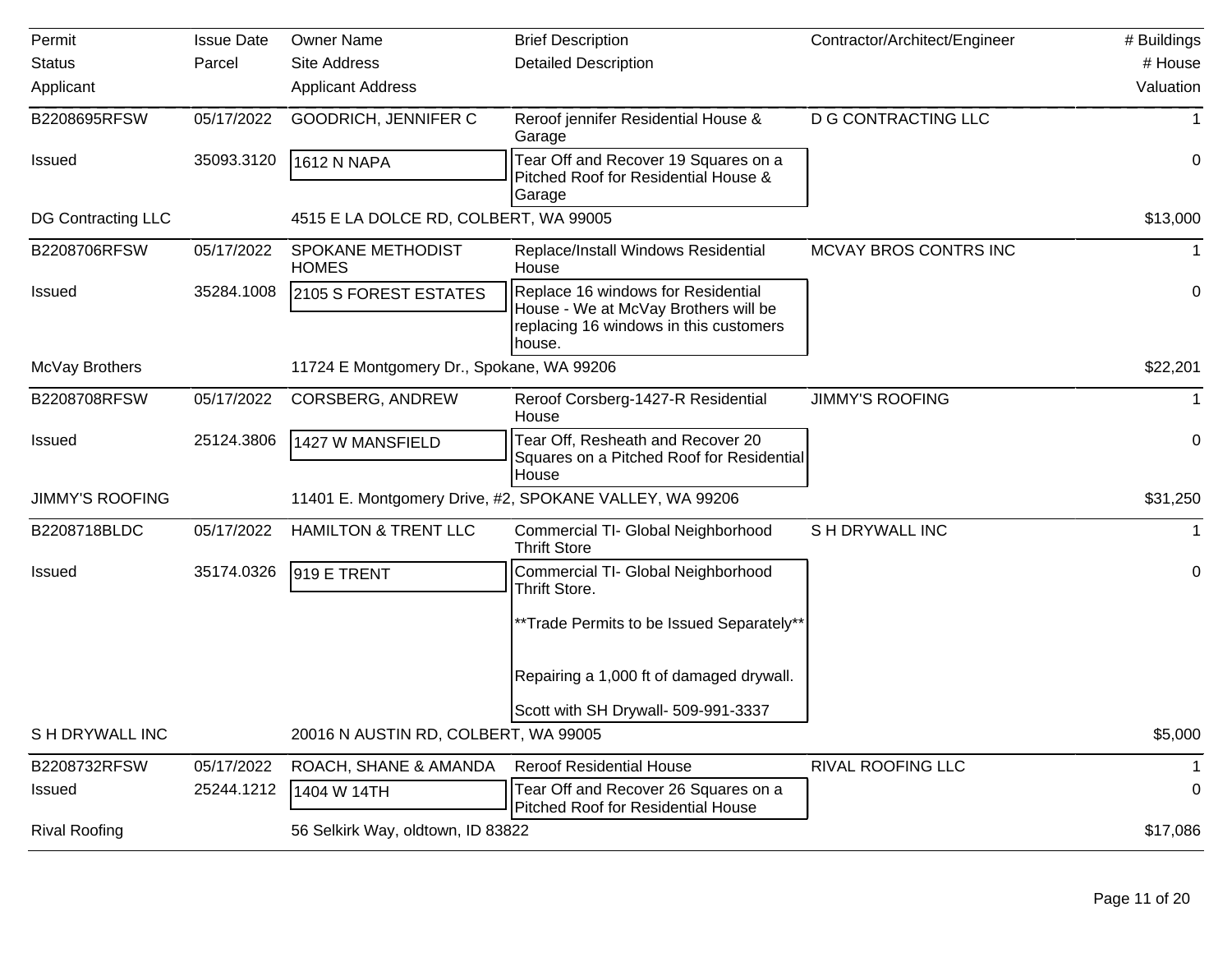| Permit | Issue Date | Owner Name | Brief Description | Contractor/Architect/Engineer | # Buildings |
|---|---|---|---|---|---|
| Status | Parcel | Site Address | Detailed Description | | # House |
| Applicant | | Applicant Address | | | Valuation |
| B2208695RFSW | 05/17/2022 | GOODRICH, JENNIFER C | Reroof jennifer Residential House & Garage | D G CONTRACTING LLC | 1 |
| Issued | 35093.3120 | 1612 N NAPA | Tear Off and Recover 19 Squares on a Pitched Roof for Residential House & Garage | | 0 |
| DG Contracting LLC | | 4515 E LA DOLCE RD, COLBERT, WA 99005 | | | $13,000 |
| B2208706RFSW | 05/17/2022 | SPOKANE METHODIST HOMES | Replace/Install Windows Residential House | MCVAY BROS CONTRS INC | 1 |
| Issued | 35284.1008 | 2105 S FOREST ESTATES | Replace 16 windows for Residential House - We at McVay Brothers will be replacing 16 windows in this customers house. | | 0 |
| McVay Brothers | | 11724 E Montgomery Dr., Spokane, WA 99206 | | | $22,201 |
| B2208708RFSW | 05/17/2022 | CORSBERG, ANDREW | Reroof Corsberg-1427-R Residential House | JIMMY'S ROOFING | 1 |
| Issued | 25124.3806 | 1427 W MANSFIELD | Tear Off, Resheath and Recover 20 Squares on a Pitched Roof for Residential House | | 0 |
| JIMMY'S ROOFING | | 11401 E. Montgomery Drive, #2, SPOKANE VALLEY, WA 99206 | | | $31,250 |
| B2208718BLDC | 05/17/2022 | HAMILTON & TRENT LLC | Commercial TI- Global Neighborhood Thrift Store | S H DRYWALL INC | 1 |
| Issued | 35174.0326 | 919 E TRENT | Commercial TI- Global Neighborhood Thrift Store.<br><br>**Trade Permits to be Issued Separately**<br><br>Repairing a 1,000 ft of damaged drywall.<br><br>Scott with SH Drywall- 509-991-3337 | | 0 |
| S H DRYWALL INC | | 20016 N AUSTIN RD, COLBERT, WA 99005 | | | $5,000 |
| B2208732RFSW | 05/17/2022 | ROACH, SHANE & AMANDA | Reroof Residential House | RIVAL ROOFING LLC | 1 |
| Issued | 25244.1212 | 1404 W 14TH | Tear Off and Recover 26 Squares on a Pitched Roof for Residential House | | 0 |
| Rival Roofing | | 56 Selkirk Way, oldtown, ID 83822 | | | $17,086 |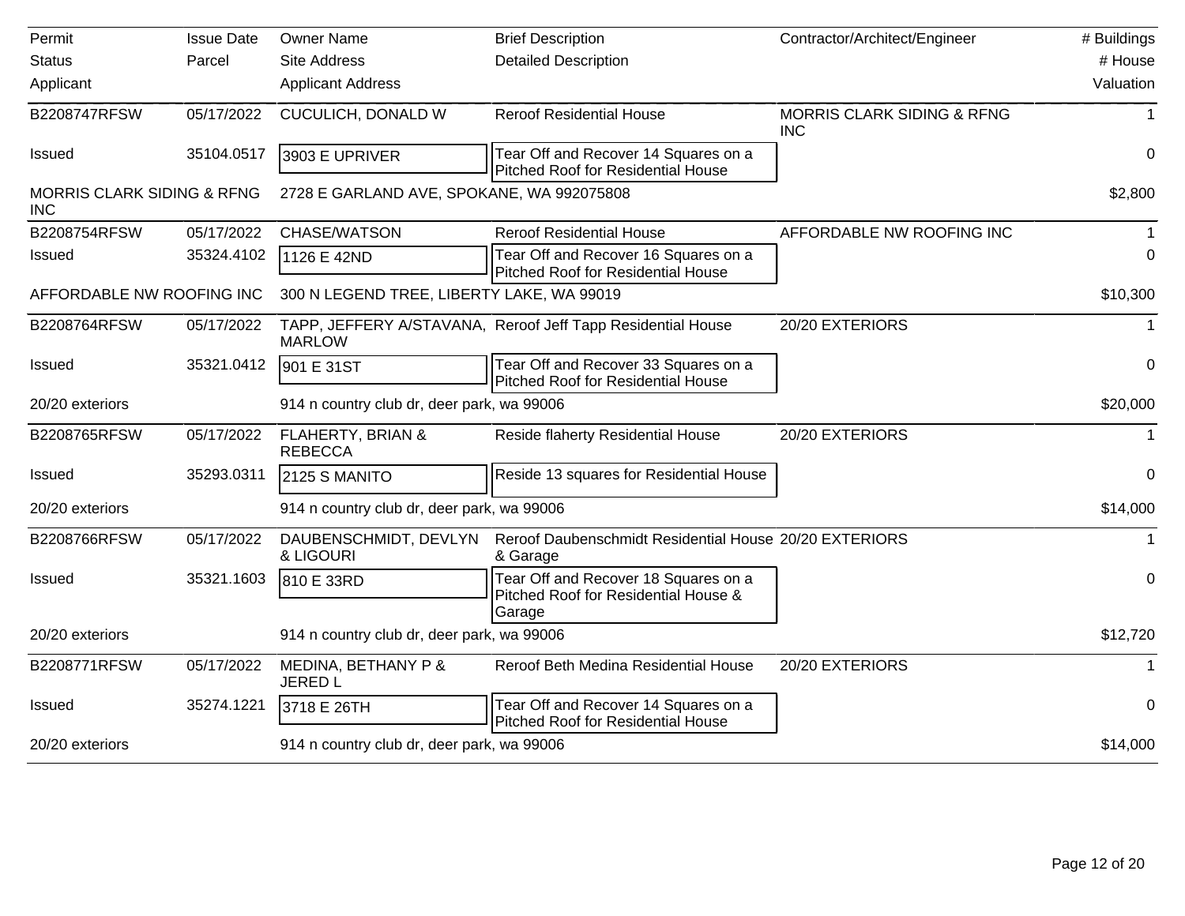| Permit<br>Status<br>Applicant | Issue Date<br>Parcel | Owner Name<br>Site Address<br>Applicant Address | Brief Description<br>Detailed Description | Contractor/Architect/Engineer | # Buildings<br># House<br>Valuation |
|---|---|---|---|---|---|
| B2208747RFSW | 05/17/2022 | CUCULICH, DONALD W | Reroof Residential House | MORRIS CLARK SIDING & RFNG INC | 1 |
| Issued | 35104.0517 | 3903 E UPRIVER | Tear Off and Recover 14 Squares on a Pitched Roof for Residential House | | 0 |
| MORRIS CLARK SIDING & RFNG INC | | 2728 E GARLAND AVE, SPOKANE, WA 992075808 | | | $2,800 |
| B2208754RFSW | 05/17/2022 | CHASE/WATSON | Reroof Residential House | AFFORDABLE NW ROOFING INC | 1 |
| Issued | 35324.4102 | 1126 E 42ND | Tear Off and Recover 16 Squares on a Pitched Roof for Residential House | | 0 |
| AFFORDABLE NW ROOFING INC | | 300 N LEGEND TREE, LIBERTY LAKE, WA 99019 | | | $10,300 |
| B2208764RFSW | 05/17/2022 | TAPP, JEFFERY A/STAVANA, MARLOW | Reroof Jeff Tapp Residential House | 20/20 EXTERIORS | 1 |
| Issued | 35321.0412 | 901 E 31ST | Tear Off and Recover 33 Squares on a Pitched Roof for Residential House | | 0 |
| 20/20 exteriors | | 914 n country club dr, deer park, wa 99006 | | | $20,000 |
| B2208765RFSW | 05/17/2022 | FLAHERTY, BRIAN & REBECCA | Reside flaherty Residential House | 20/20 EXTERIORS | 1 |
| Issued | 35293.0311 | 2125 S MANITO | Reside 13 squares for Residential House | | 0 |
| 20/20 exteriors | | 914 n country club dr, deer park, wa 99006 | | | $14,000 |
| B2208766RFSW | 05/17/2022 | DAUBENSCHMIDT, DEVLYN & LIGOURI | Reroof Daubenschmidt Residential House & Garage | 20/20 EXTERIORS | 1 |
| Issued | 35321.1603 | 810 E 33RD | Tear Off and Recover 18 Squares on a Pitched Roof for Residential House & Garage | | 0 |
| 20/20 exteriors | | 914 n country club dr, deer park, wa 99006 | | | $12,720 |
| B2208771RFSW | 05/17/2022 | MEDINA, BETHANY P & JERED L | Reroof Beth Medina Residential House | 20/20 EXTERIORS | 1 |
| Issued | 35274.1221 | 3718 E 26TH | Tear Off and Recover 14 Squares on a Pitched Roof for Residential House | | 0 |
| 20/20 exteriors | | 914 n country club dr, deer park, wa 99006 | | | $14,000 |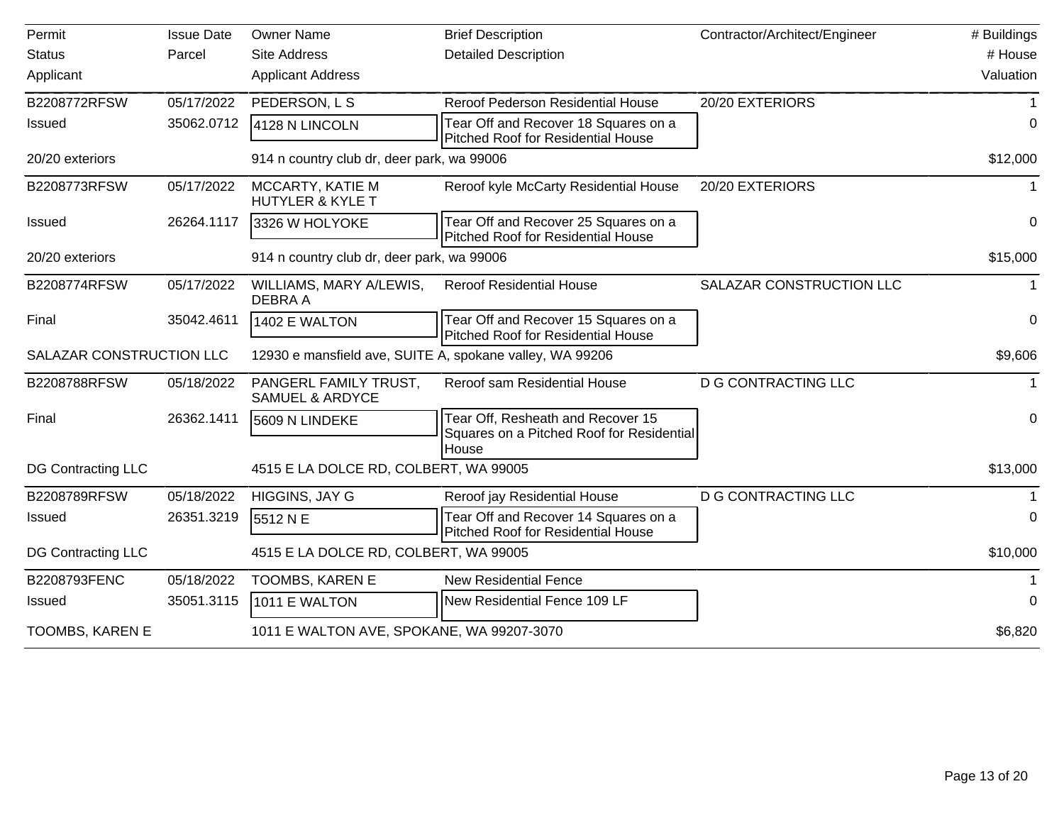| Permit<br>Status<br>Applicant | Issue Date<br>Parcel | Owner Name<br>Site Address<br>Applicant Address | Brief Description<br>Detailed Description | Contractor/Architect/Engineer | # Buildings<br># House<br>Valuation |
|---|---|---|---|---|---|
| B2208772RFSW | 05/17/2022 | PEDERSON, L S | Reroof Pederson Residential House | 20/20 EXTERIORS | 1 |
| Issued | 35062.0712 | 4128 N LINCOLN | Tear Off and Recover 18 Squares on a Pitched Roof for Residential House | | 0 |
| 20/20 exteriors | | 914 n country club dr, deer park, wa 99006 | | | $12,000 |
| B2208773RFSW | 05/17/2022 | MCCARTY, KATIE M HUTYLER & KYLE T | Reroof kyle McCarty Residential House | 20/20 EXTERIORS | 1 |
| Issued | 26264.1117 | 3326 W HOLYOKE | Tear Off and Recover 25 Squares on a Pitched Roof for Residential House | | 0 |
| 20/20 exteriors | | 914 n country club dr, deer park, wa 99006 | | | $15,000 |
| B2208774RFSW | 05/17/2022 | WILLIAMS, MARY A/LEWIS, DEBRA A | Reroof Residential House | SALAZAR CONSTRUCTION LLC | 1 |
| Final | 35042.4611 | 1402 E WALTON | Tear Off and Recover 15 Squares on a Pitched Roof for Residential House | | 0 |
| SALAZAR CONSTRUCTION LLC | | 12930 e mansfield ave, SUITE A, spokane valley, WA 99206 | | | $9,606 |
| B2208788RFSW | 05/18/2022 | PANGERL FAMILY TRUST, SAMUEL & ARDYCE | Reroof sam Residential House | D G CONTRACTING LLC | 1 |
| Final | 26362.1411 | 5609 N LINDEKE | Tear Off, Resheath and Recover 15 Squares on a Pitched Roof for Residential House | | 0 |
| DG Contracting LLC | | 4515 E LA DOLCE RD, COLBERT, WA 99005 | | | $13,000 |
| B2208789RFSW | 05/18/2022 | HIGGINS, JAY G | Reroof jay Residential House | D G CONTRACTING LLC | 1 |
| Issued | 26351.3219 | 5512 N E | Tear Off and Recover 14 Squares on a Pitched Roof for Residential House | | 0 |
| DG Contracting LLC | | 4515 E LA DOLCE RD, COLBERT, WA 99005 | | | $10,000 |
| B2208793FENC | 05/18/2022 | TOOMBS, KAREN E | New Residential Fence | | 1 |
| Issued | 35051.3115 | 1011 E WALTON | New Residential Fence 109 LF | | 0 |
| TOOMBS, KAREN E | | 1011 E WALTON AVE, SPOKANE, WA 99207-3070 | | | $6,820 |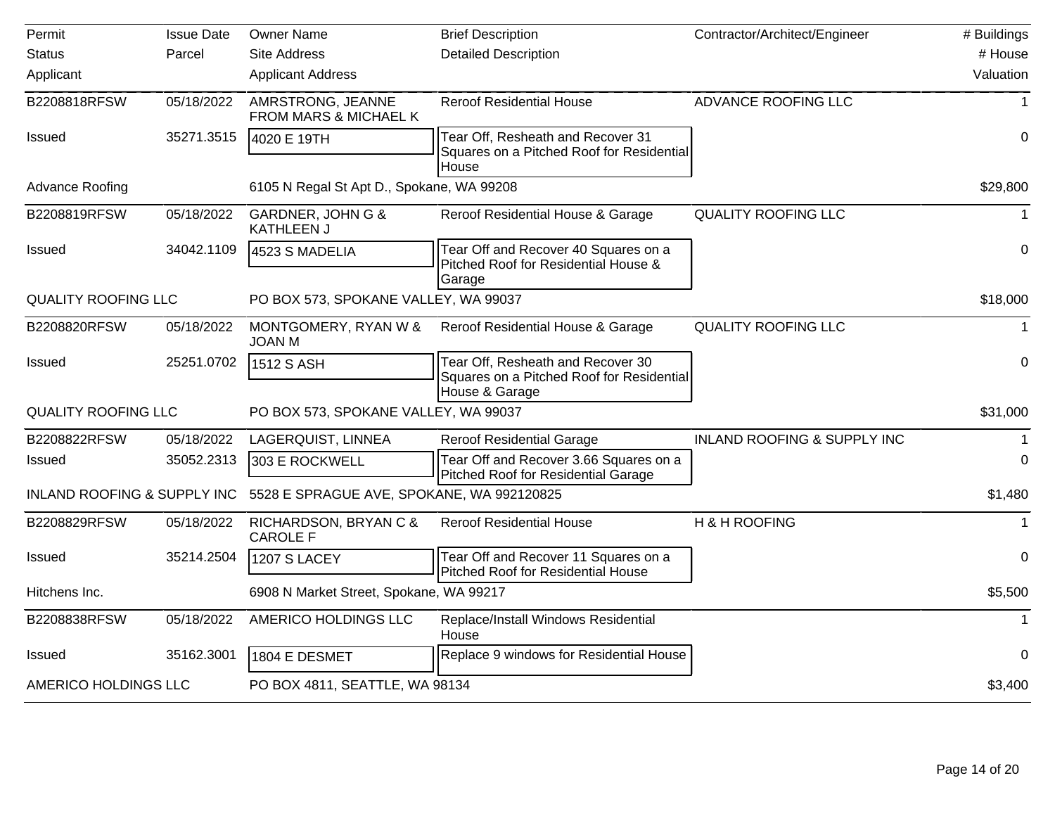| Permit<br>Status<br>Applicant | Issue Date<br>Parcel | Owner Name<br>Site Address<br>Applicant Address | Brief Description<br>Detailed Description | Contractor/Architect/Engineer | # Buildings<br># House<br>Valuation |
|---|---|---|---|---|---|
| B2208818RFSW | 05/18/2022 | AMRSTRONG, JEANNE FROM MARS & MICHAEL K | Reroof Residential House | ADVANCE ROOFING LLC | 1 |
| Issued | 35271.3515 | 4020 E 19TH | Tear Off, Resheath and Recover 31 Squares on a Pitched Roof for Residential House | | 0 |
| Advance Roofing | | 6105 N Regal St Apt D., Spokane, WA 99208 | | | $29,800 |
| B2208819RFSW | 05/18/2022 | GARDNER, JOHN G & KATHLEEN J | Reroof Residential House & Garage | QUALITY ROOFING LLC | 1 |
| Issued | 34042.1109 | 4523 S MADELIA | Tear Off and Recover 40 Squares on a Pitched Roof for Residential House & Garage | | 0 |
| QUALITY ROOFING LLC | | PO BOX 573, SPOKANE VALLEY, WA 99037 | | | $18,000 |
| B2208820RFSW | 05/18/2022 | MONTGOMERY, RYAN W & JOAN M | Reroof Residential House & Garage | QUALITY ROOFING LLC | 1 |
| Issued | 25251.0702 | 1512 S ASH | Tear Off, Resheath and Recover 30 Squares on a Pitched Roof for Residential House & Garage | | 0 |
| QUALITY ROOFING LLC | | PO BOX 573, SPOKANE VALLEY, WA 99037 | | | $31,000 |
| B2208822RFSW | 05/18/2022 | LAGERQUIST, LINNEA | Reroof Residential Garage | INLAND ROOFING & SUPPLY INC | 1 |
| Issued | 35052.2313 | 303 E ROCKWELL | Tear Off and Recover 3.66 Squares on a Pitched Roof for Residential Garage | | 0 |
| INLAND ROOFING & SUPPLY INC | | 5528 E SPRAGUE AVE, SPOKANE, WA 992120825 | | | $1,480 |
| B2208829RFSW | 05/18/2022 | RICHARDSON, BRYAN C & CAROLE F | Reroof Residential House | H & H ROOFING | 1 |
| Issued | 35214.2504 | 1207 S LACEY | Tear Off and Recover 11 Squares on a Pitched Roof for Residential House | | 0 |
| Hitchens Inc. | | 6908 N Market Street, Spokane, WA 99217 | | | $5,500 |
| B2208838RFSW | 05/18/2022 | AMERICO HOLDINGS LLC | Replace/Install Windows Residential House | | 1 |
| Issued | 35162.3001 | 1804 E DESMET | Replace 9 windows for Residential House | | 0 |
| AMERICO HOLDINGS LLC | | PO BOX 4811, SEATTLE, WA 98134 | | | $3,400 |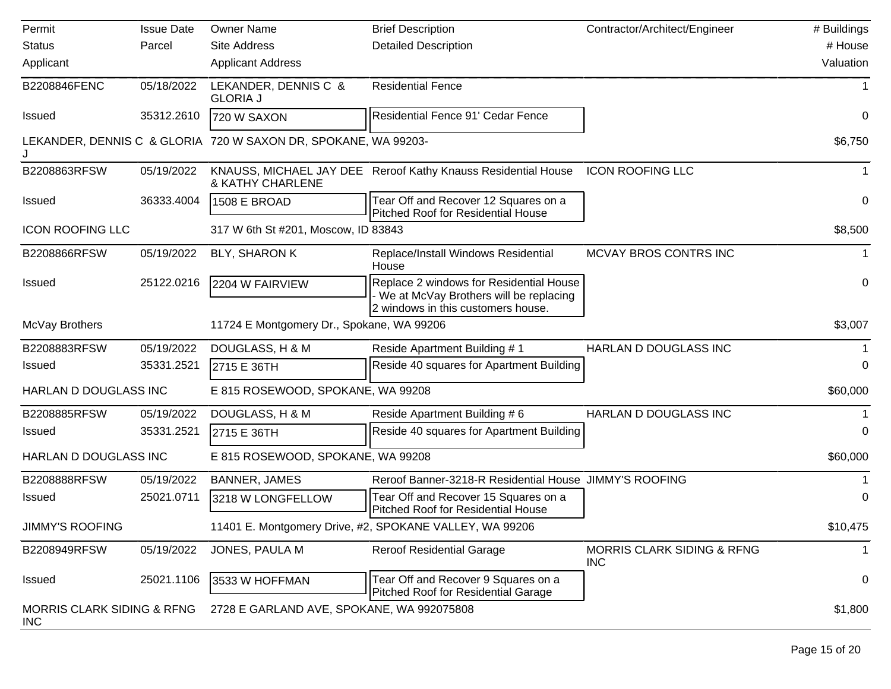| Permit<br>Status<br>Applicant | Issue Date<br>Parcel | Owner Name<br>Site Address<br>Applicant Address | Brief Description<br>Detailed Description | Contractor/Architect/Engineer | # Buildings<br># House<br>Valuation |
|---|---|---|---|---|---|
| B2208846FENC | 05/18/2022 | LEKANDER, DENNIS C & GLORIA J | Residential Fence | | 1 |
| Issued | 35312.2610 | 720 W SAXON | Residential Fence 91' Cedar Fence | | 0 |
| LEKANDER, DENNIS C & GLORIA J | | 720 W SAXON DR, SPOKANE, WA 99203- | | | $6,750 |
| B2208863RFSW | 05/19/2022 | KNAUSS, MICHAEL JAY DEE & KATHY CHARLENE | Reroof Kathy Knauss Residential House | ICON ROOFING LLC | 1 |
| Issued | 36333.4004 | 1508 E BROAD | Tear Off and Recover 12 Squares on a Pitched Roof for Residential House | | 0 |
| ICON ROOFING LLC | | 317 W 6th St #201, Moscow, ID 83843 | | | $8,500 |
| B2208866RFSW | 05/19/2022 | BLY, SHARON K | Replace/Install Windows Residential House | MCVAY BROS CONTRS INC | 1 |
| Issued | 25122.0216 | 2204 W FAIRVIEW | Replace 2 windows for Residential House - We at McVay Brothers will be replacing 2 windows in this customers house. | | 0 |
| McVay Brothers | | 11724 E Montgomery Dr., Spokane, WA 99206 | | | $3,007 |
| B2208883RFSW | 05/19/2022 | DOUGLASS, H & M | Reside Apartment Building # 1 | HARLAN D DOUGLASS INC | 1 |
| Issued | 35331.2521 | 2715 E 36TH | Reside 40 squares for Apartment Building | | 0 |
| HARLAN D DOUGLASS INC | | E 815 ROSEWOOD, SPOKANE, WA 99208 | | | $60,000 |
| B2208885RFSW | 05/19/2022 | DOUGLASS, H & M | Reside Apartment Building # 6 | HARLAN D DOUGLASS INC | 1 |
| Issued | 35331.2521 | 2715 E 36TH | Reside 40 squares for Apartment Building | | 0 |
| HARLAN D DOUGLASS INC | | E 815 ROSEWOOD, SPOKANE, WA 99208 | | | $60,000 |
| B2208888RFSW | 05/19/2022 | BANNER, JAMES | Reroof Banner-3218-R Residential House | JIMMY'S ROOFING | 1 |
| Issued | 25021.0711 | 3218 W LONGFELLOW | Tear Off and Recover 15 Squares on a Pitched Roof for Residential House | | 0 |
| JIMMY'S ROOFING | | 11401 E. Montgomery Drive, #2, SPOKANE VALLEY, WA 99206 | | | $10,475 |
| B2208949RFSW | 05/19/2022 | JONES, PAULA M | Reroof Residential Garage | MORRIS CLARK SIDING & RFNG INC | 1 |
| Issued | 25021.1106 | 3533 W HOFFMAN | Tear Off and Recover 9 Squares on a Pitched Roof for Residential Garage | | 0 |
| MORRIS CLARK SIDING & RFNG INC | | 2728 E GARLAND AVE, SPOKANE, WA 992075808 | | | $1,800 |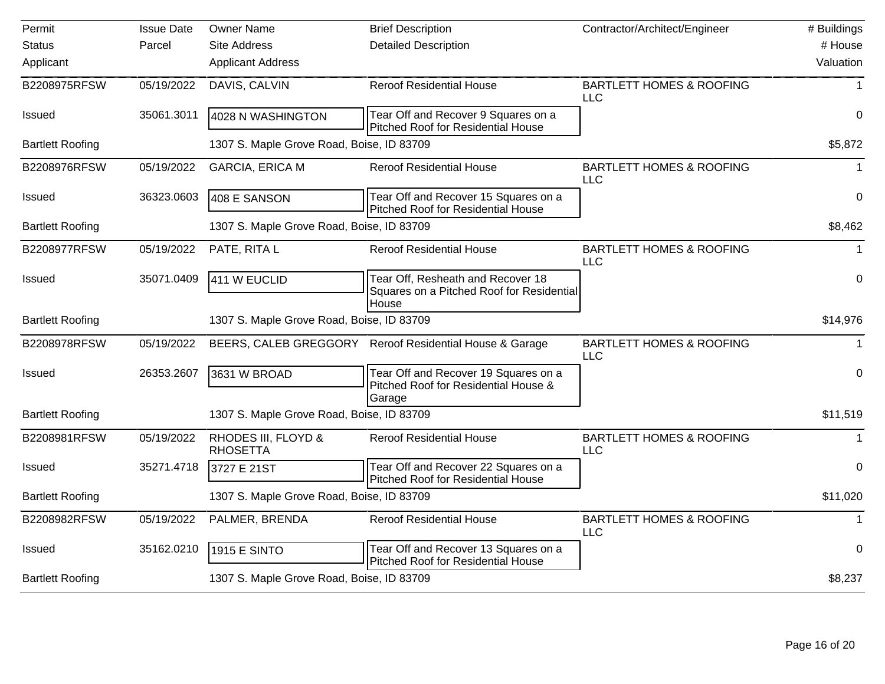| Permit<br>Status<br>Applicant | Issue Date<br>Parcel | Owner Name<br>Site Address<br>Applicant Address | Brief Description<br>Detailed Description | Contractor/Architect/Engineer | # Buildings<br># House<br>Valuation |
|---|---|---|---|---|---|
| B2208975RFSW | 05/19/2022 | DAVIS, CALVIN | Reroof Residential House | BARTLETT HOMES & ROOFING LLC | 1 |
| Issued | 35061.3011 | 4028 N WASHINGTON | Tear Off and Recover 9 Squares on a Pitched Roof for Residential House | | 0 |
| Bartlett Roofing | | 1307 S. Maple Grove Road, Boise, ID 83709 | | | $5,872 |
| B2208976RFSW | 05/19/2022 | GARCIA, ERICA M | Reroof Residential House | BARTLETT HOMES & ROOFING LLC | 1 |
| Issued | 36323.0603 | 408 E SANSON | Tear Off and Recover 15 Squares on a Pitched Roof for Residential House | | 0 |
| Bartlett Roofing | | 1307 S. Maple Grove Road, Boise, ID 83709 | | | $8,462 |
| B2208977RFSW | 05/19/2022 | PATE, RITA L | Reroof Residential House | BARTLETT HOMES & ROOFING LLC | 1 |
| Issued | 35071.0409 | 411 W EUCLID | Tear Off, Resheath and Recover 18 Squares on a Pitched Roof for Residential House | | 0 |
| Bartlett Roofing | | 1307 S. Maple Grove Road, Boise, ID 83709 | | | $14,976 |
| B2208978RFSW | 05/19/2022 | BEERS, CALEB GREGGORY | Reroof Residential House & Garage | BARTLETT HOMES & ROOFING LLC | 1 |
| Issued | 26353.2607 | 3631 W BROAD | Tear Off and Recover 19 Squares on a Pitched Roof for Residential House & Garage | | 0 |
| Bartlett Roofing | | 1307 S. Maple Grove Road, Boise, ID 83709 | | | $11,519 |
| B2208981RFSW | 05/19/2022 | RHODES III, FLOYD & RHOSETTA | Reroof Residential House | BARTLETT HOMES & ROOFING LLC | 1 |
| Issued | 35271.4718 | 3727 E 21ST | Tear Off and Recover 22 Squares on a Pitched Roof for Residential House | | 0 |
| Bartlett Roofing | | 1307 S. Maple Grove Road, Boise, ID 83709 | | | $11,020 |
| B2208982RFSW | 05/19/2022 | PALMER, BRENDA | Reroof Residential House | BARTLETT HOMES & ROOFING LLC | 1 |
| Issued | 35162.0210 | 1915 E SINTO | Tear Off and Recover 13 Squares on a Pitched Roof for Residential House | | 0 |
| Bartlett Roofing | | 1307 S. Maple Grove Road, Boise, ID 83709 | | | $8,237 |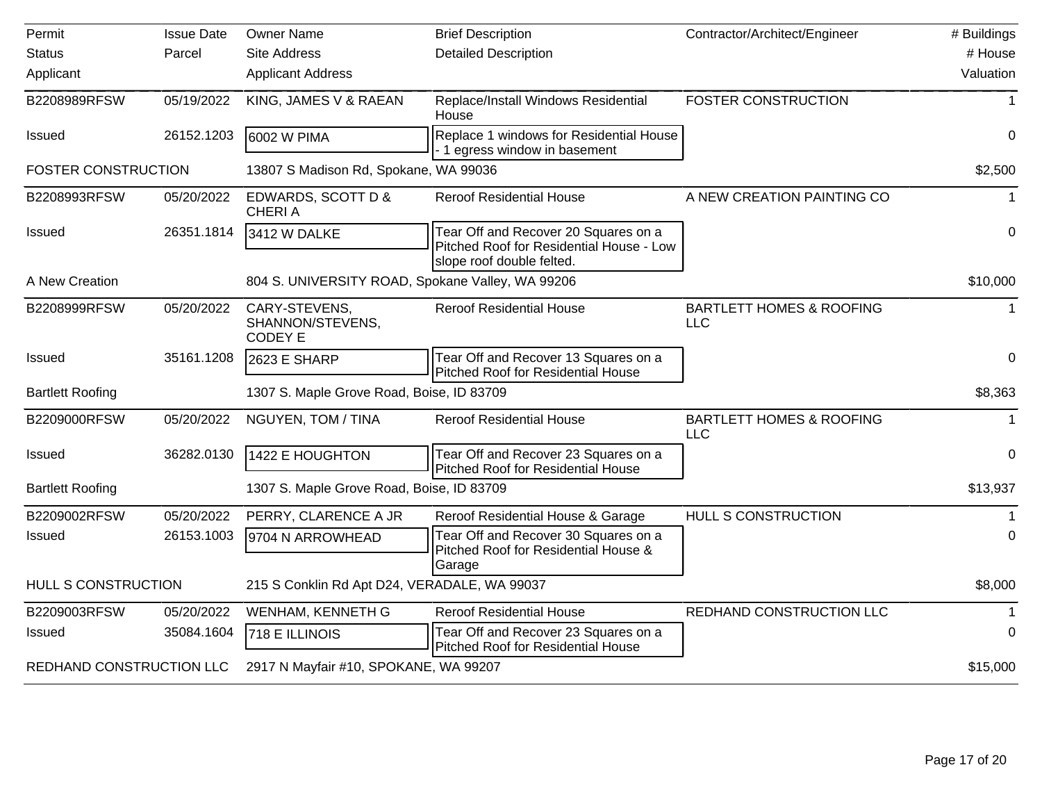| Permit<br>Status<br>Applicant | Issue Date<br>Parcel | Owner Name<br>Site Address<br>Applicant Address | Brief Description<br>Detailed Description | Contractor/Architect/Engineer | # Buildings<br># House<br>Valuation |
|---|---|---|---|---|---|
| B2208989RFSW | 05/19/2022 | KING, JAMES V & RAEAN | Replace/Install Windows Residential House | FOSTER CONSTRUCTION | 1 |
| Issued | 26152.1203 | 6002 W PIMA | Replace 1 windows for Residential House - 1 egress window in basement | | 0 |
| FOSTER CONSTRUCTION | | 13807 S Madison Rd, Spokane, WA 99036 | | | $2,500 |
| B2208993RFSW | 05/20/2022 | EDWARDS, SCOTT D & CHERI A | Reroof Residential House | A NEW CREATION PAINTING CO | 1 |
| Issued | 26351.1814 | 3412 W DALKE | Tear Off and Recover 20 Squares on a Pitched Roof for Residential House - Low slope roof double felted. | | 0 |
| A New Creation | | 804 S. UNIVERSITY ROAD, Spokane Valley, WA 99206 | | | $10,000 |
| B2208999RFSW | 05/20/2022 | CARY-STEVENS, SHANNON/STEVENS, CODEY E | Reroof Residential House | BARTLETT HOMES & ROOFING LLC | 1 |
| Issued | 35161.1208 | 2623 E SHARP | Tear Off and Recover 13 Squares on a Pitched Roof for Residential House | | 0 |
| Bartlett Roofing | | 1307 S. Maple Grove Road, Boise, ID 83709 | | | $8,363 |
| B2209000RFSW | 05/20/2022 | NGUYEN, TOM / TINA | Reroof Residential House | BARTLETT HOMES & ROOFING LLC | 1 |
| Issued | 36282.0130 | 1422 E HOUGHTON | Tear Off and Recover 23 Squares on a Pitched Roof for Residential House | | 0 |
| Bartlett Roofing | | 1307 S. Maple Grove Road, Boise, ID 83709 | | | $13,937 |
| B2209002RFSW | 05/20/2022 | PERRY, CLARENCE A JR | Reroof Residential House & Garage | HULL S CONSTRUCTION | 1 |
| Issued | 26153.1003 | 9704 N ARROWHEAD | Tear Off and Recover 30 Squares on a Pitched Roof for Residential House & Garage | | 0 |
| HULL S CONSTRUCTION | | 215 S Conklin Rd Apt D24, VERADALE, WA 99037 | | | $8,000 |
| B2209003RFSW | 05/20/2022 | WENHAM, KENNETH G | Reroof Residential House | REDHAND CONSTRUCTION LLC | 1 |
| Issued | 35084.1604 | 718 E ILLINOIS | Tear Off and Recover 23 Squares on a Pitched Roof for Residential House | | 0 |
| REDHAND CONSTRUCTION LLC | | 2917 N Mayfair #10, SPOKANE, WA 99207 | | | $15,000 |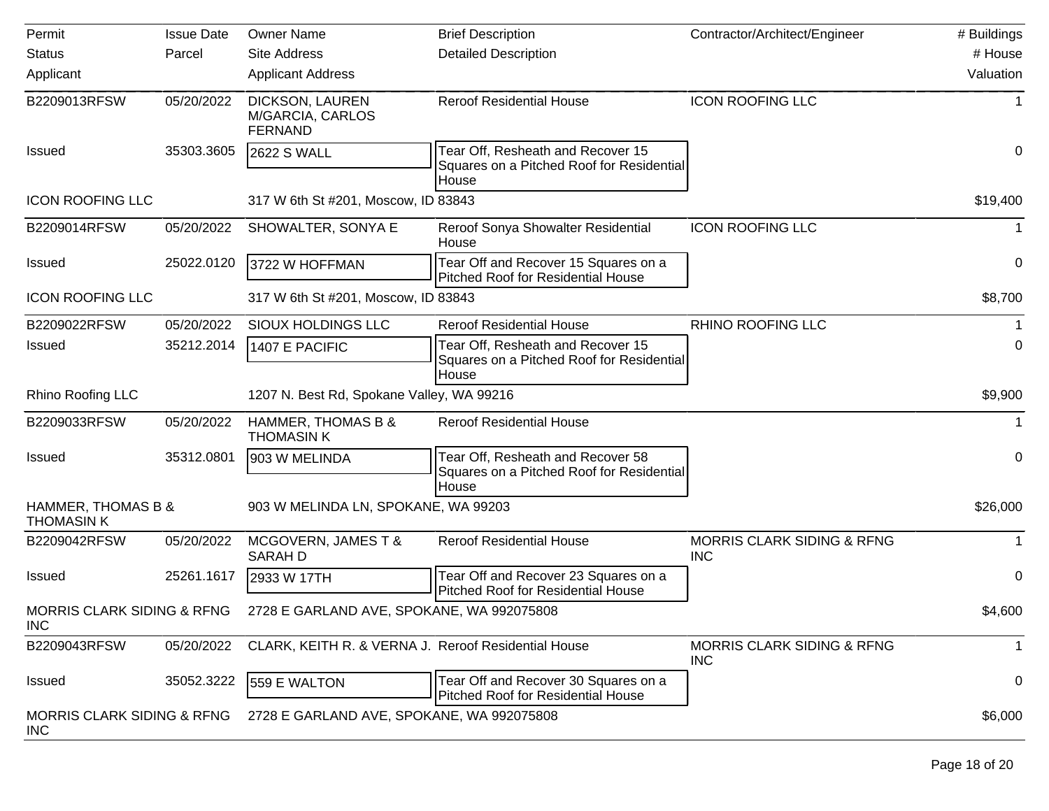| Permit<br>Status<br>Applicant | Issue Date<br>Parcel | Owner Name<br>Site Address<br>Applicant Address | Brief Description<br>Detailed Description | Contractor/Architect/Engineer | # Buildings<br># House<br>Valuation |
|---|---|---|---|---|---|
| B2209013RFSW | 05/20/2022 | DICKSON, LAUREN M/GARCIA, CARLOS FERNAND | Reroof Residential House | ICON ROOFING LLC | 1 |
| Issued | 35303.3605 | 2622 S WALL | Tear Off, Resheath and Recover 15 Squares on a Pitched Roof for Residential House | | 0 |
| ICON ROOFING LLC | | 317 W 6th St #201, Moscow, ID 83843 | | | $19,400 |
| B2209014RFSW | 05/20/2022 | SHOWALTER, SONYA E | Reroof Sonya Showalter Residential House | ICON ROOFING LLC | 1 |
| Issued | 25022.0120 | 3722 W HOFFMAN | Tear Off and Recover 15 Squares on a Pitched Roof for Residential House | | 0 |
| ICON ROOFING LLC | | 317 W 6th St #201, Moscow, ID 83843 | | | $8,700 |
| B2209022RFSW | 05/20/2022 | SIOUX HOLDINGS LLC | Reroof Residential House | RHINO ROOFING LLC | 1 |
| Issued | 35212.2014 | 1407 E PACIFIC | Tear Off, Resheath and Recover 15 Squares on a Pitched Roof for Residential House | | 0 |
| Rhino Roofing LLC | | 1207 N. Best Rd, Spokane Valley, WA 99216 | | | $9,900 |
| B2209033RFSW | 05/20/2022 | HAMMER, THOMAS B & THOMASIN K | Reroof Residential House | | 1 |
| Issued | 35312.0801 | 903 W MELINDA | Tear Off, Resheath and Recover 58 Squares on a Pitched Roof for Residential House | | 0 |
| HAMMER, THOMAS B & THOMASIN K | | 903 W MELINDA LN, SPOKANE, WA 99203 | | | $26,000 |
| B2209042RFSW | 05/20/2022 | MCGOVERN, JAMES T & SARAH D | Reroof Residential House | MORRIS CLARK SIDING & RFNG INC | 1 |
| Issued | 25261.1617 | 2933 W 17TH | Tear Off and Recover 23 Squares on a Pitched Roof for Residential House | | 0 |
| MORRIS CLARK SIDING & RFNG INC | | 2728 E GARLAND AVE, SPOKANE, WA 992075808 | | | $4,600 |
| B2209043RFSW | 05/20/2022 | CLARK, KEITH R. & VERNA J. | Reroof Residential House | MORRIS CLARK SIDING & RFNG INC | 1 |
| Issued | 35052.3222 | 559 E WALTON | Tear Off and Recover 30 Squares on a Pitched Roof for Residential House | | 0 |
| MORRIS CLARK SIDING & RFNG INC | | 2728 E GARLAND AVE, SPOKANE, WA 992075808 | | | $6,000 |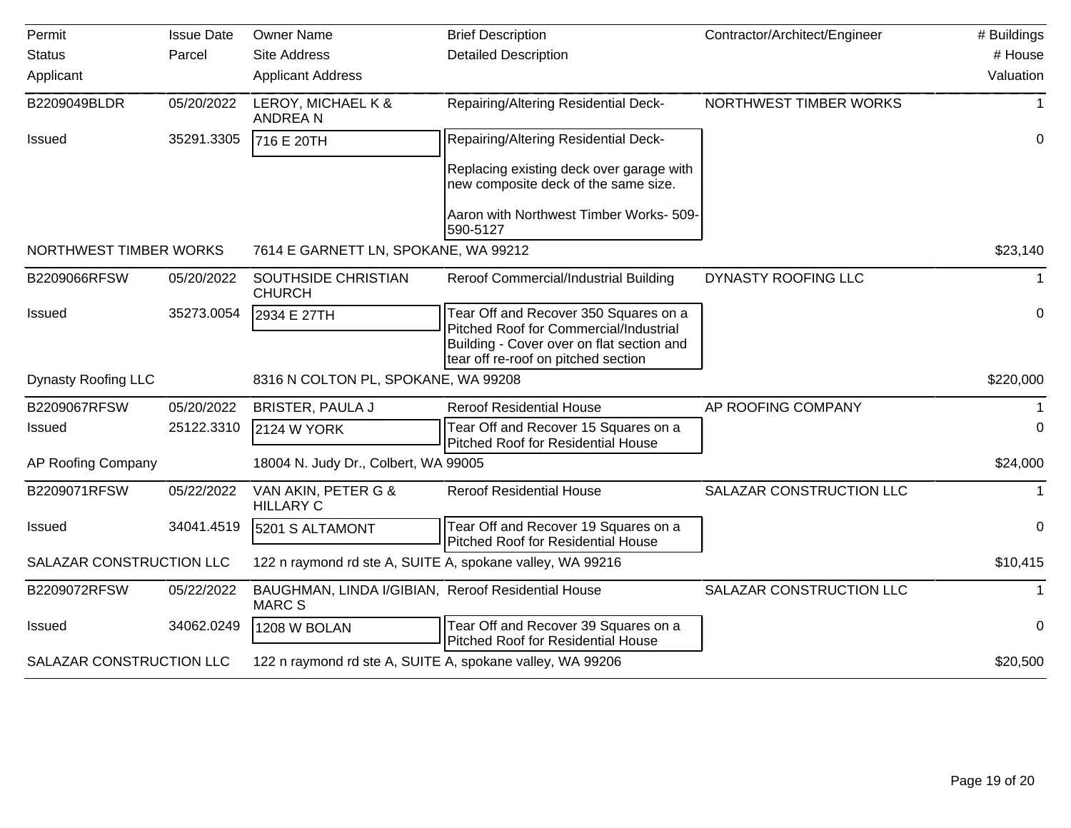| Permit | Issue Date | Owner Name | Brief Description | Contractor/Architect/Engineer | # Buildings |
|---|---|---|---|---|---|
| Status | Parcel | Site Address | Detailed Description | | # House |
| Applicant | | Applicant Address | | | Valuation |
| B2209049BLDR | 05/20/2022 | LEROY, MICHAEL K & ANDREA N | Repairing/Altering Residential Deck- | NORTHWEST TIMBER WORKS | 1 |
| Issued | 35291.3305 | 716 E 20TH | Repairing/Altering Residential Deck- Replacing existing deck over garage with new composite deck of the same size. Aaron with Northwest Timber Works- 509-590-5127 | | 0 |
| NORTHWEST TIMBER WORKS | | 7614 E GARNETT LN, SPOKANE, WA 99212 | | | $23,140 |
| B2209066RFSW | 05/20/2022 | SOUTHSIDE CHRISTIAN CHURCH | Reroof Commercial/Industrial Building | DYNASTY ROOFING LLC | 1 |
| Issued | 35273.0054 | 2934 E 27TH | Tear Off and Recover 350 Squares on a Pitched Roof for Commercial/Industrial Building - Cover over on flat section and tear off re-roof on pitched section | | 0 |
| Dynasty Roofing LLC | | 8316 N COLTON PL, SPOKANE, WA 99208 | | | $220,000 |
| B2209067RFSW | 05/20/2022 | BRISTER, PAULA J | Reroof Residential House | AP ROOFING COMPANY | 1 |
| Issued | 25122.3310 | 2124 W YORK | Tear Off and Recover 15 Squares on a Pitched Roof for Residential House | | 0 |
| AP Roofing Company | | 18004 N. Judy Dr., Colbert, WA 99005 | | | $24,000 |
| B2209071RFSW | 05/22/2022 | VAN AKIN, PETER G & HILLARY C | Reroof Residential House | SALAZAR CONSTRUCTION LLC | 1 |
| Issued | 34041.4519 | 5201 S ALTAMONT | Tear Off and Recover 19 Squares on a Pitched Roof for Residential House | | 0 |
| SALAZAR CONSTRUCTION LLC | | 122 n raymond rd ste A, SUITE A, spokane valley, WA 99216 | | | $10,415 |
| B2209072RFSW | 05/22/2022 | BAUGHMAN, LINDA I/GIBIAN, MARC S | Reroof Residential House | SALAZAR CONSTRUCTION LLC | 1 |
| Issued | 34062.0249 | 1208 W BOLAN | Tear Off and Recover 39 Squares on a Pitched Roof for Residential House | | 0 |
| SALAZAR CONSTRUCTION LLC | | 122 n raymond rd ste A, SUITE A, spokane valley, WA 99206 | | | $20,500 |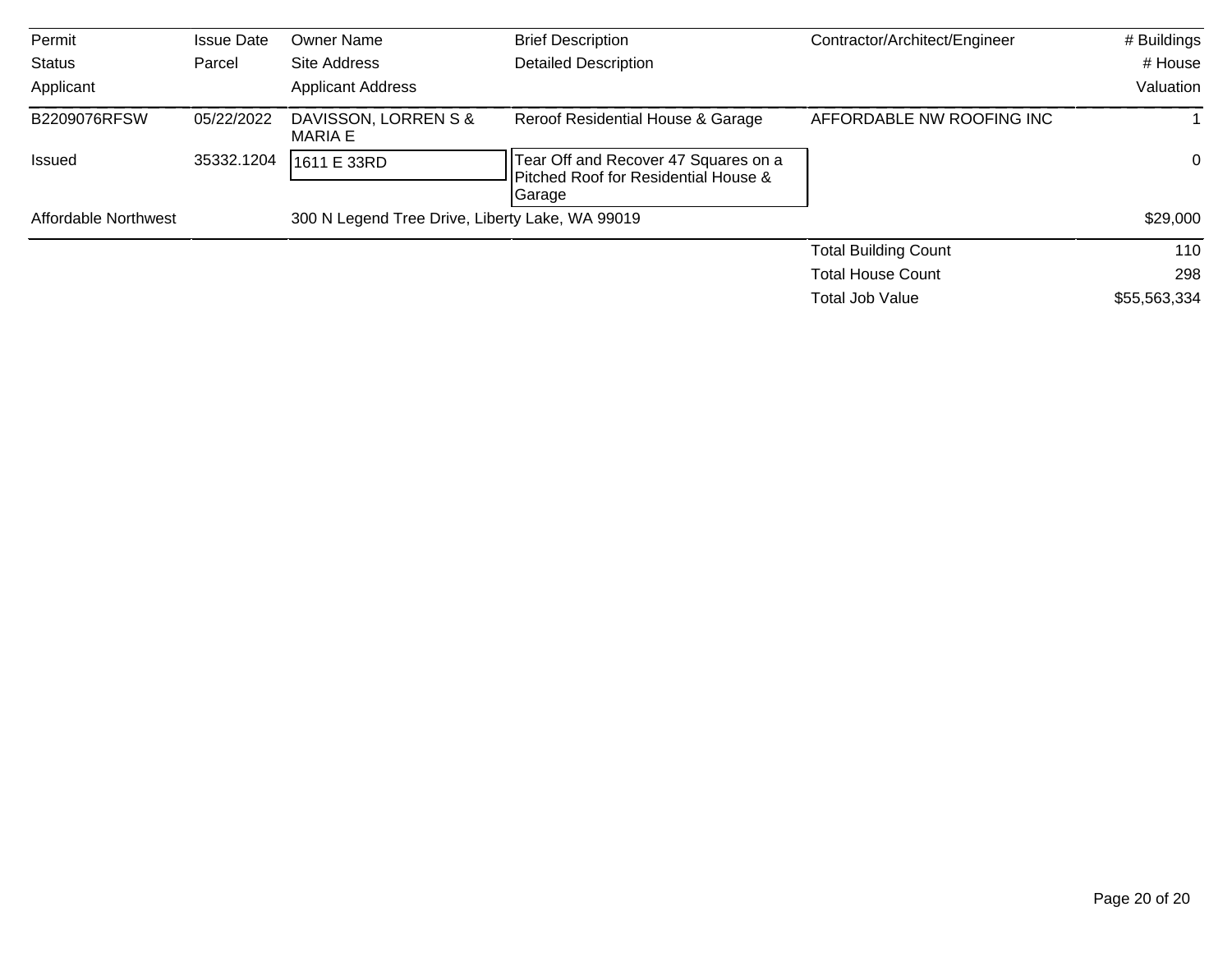| Permit<br>Status<br>Applicant | Issue Date<br>Parcel | Owner Name<br>Site Address<br>Applicant Address | Brief Description<br>Detailed Description | Contractor/Architect/Engineer | # Buildings<br># House<br>Valuation |
|---|---|---|---|---|---|
| B2209076RFSW | 05/22/2022 | DAVISSON, LORREN S & MARIA E | Reroof Residential House & Garage | AFFORDABLE NW ROOFING INC | 1 |
| Issued | 35332.1204 | 1611 E 33RD | Tear Off and Recover 47 Squares on a Pitched Roof for Residential House & Garage | | 0 |
| Affordable Northwest | | 300 N Legend Tree Drive, Liberty Lake, WA 99019 | | | $29,000 |

| | |
|---|---|
| Total Building Count | 110 |
| Total House Count | 298 |
| Total Job Value | $55,563,334 |